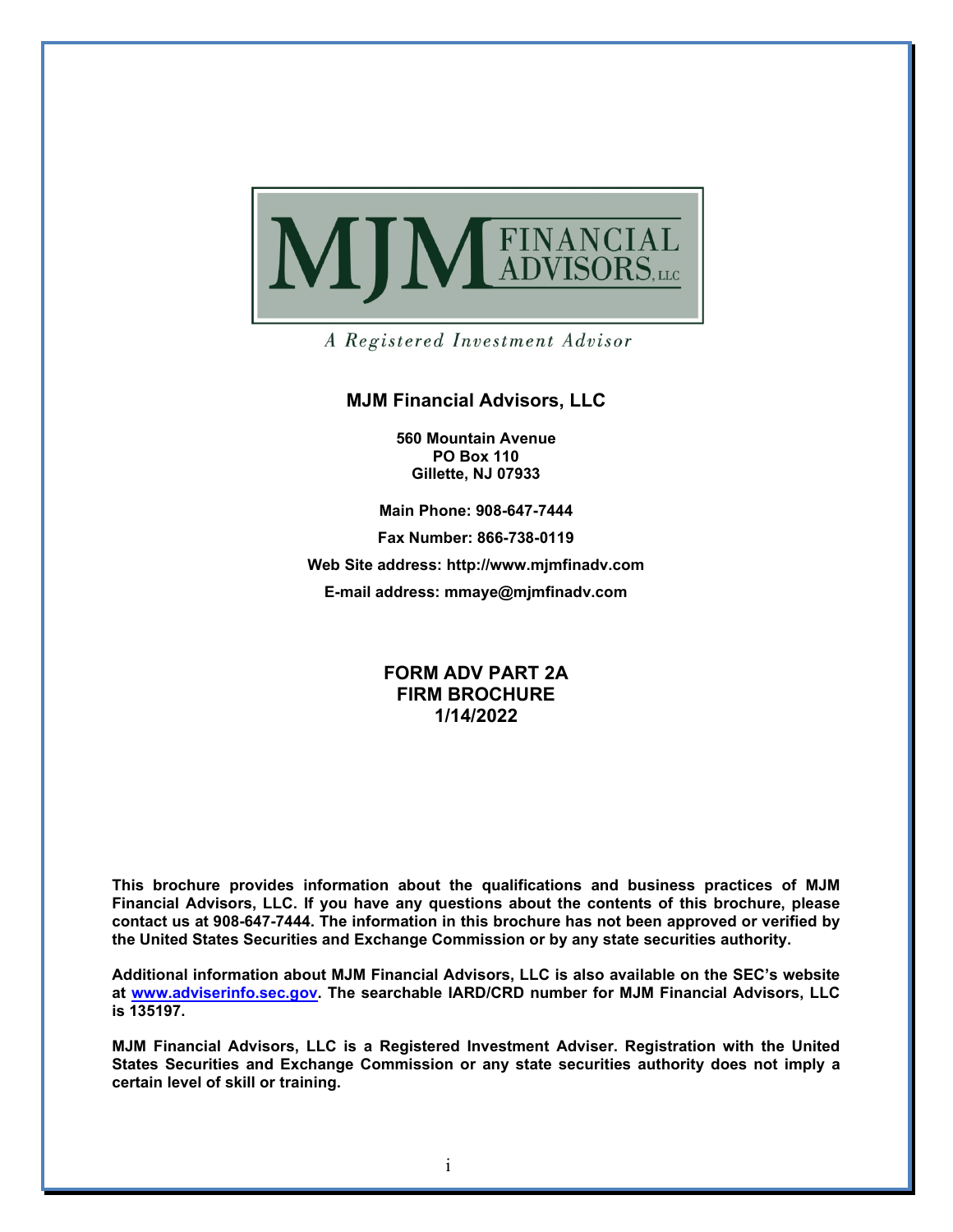MJM FINANCIAL ADVISORS, LLC

*A Registered Investment Advisor*

## MJM Financial Advisors, LLC

**560 Mountain Avenue**
**PO Box 110**
**Gillette, NJ 07933**

**Main Phone: 908-647-7444**

**Fax Number: 866-738-0119**

**Web Site address: http://www.mjmfinadv.com**

**E-mail address: mmaye@mjmfinadv.com**

# FORM ADV PART 2A
# FIRM BROCHURE
# 1/14/2022

**This brochure provides information about the qualifications and business practices of MJM Financial Advisors, LLC. If you have any questions about the contents of this brochure, please contact us at 908-647-7444. The information in this brochure has not been approved or verified by the United States Securities and Exchange Commission or by any state securities authority.**

**Additional information about MJM Financial Advisors, LLC is also available on the SEC's website at [www.adviserinfo.sec.gov](http://www.adviserinfo.sec.gov). The searchable IARD/CRD number for MJM Financial Advisors, LLC is 135197.**

**MJM Financial Advisors, LLC is a Registered Investment Adviser. Registration with the United States Securities and Exchange Commission or any state securities authority does not imply a certain level of skill or training.**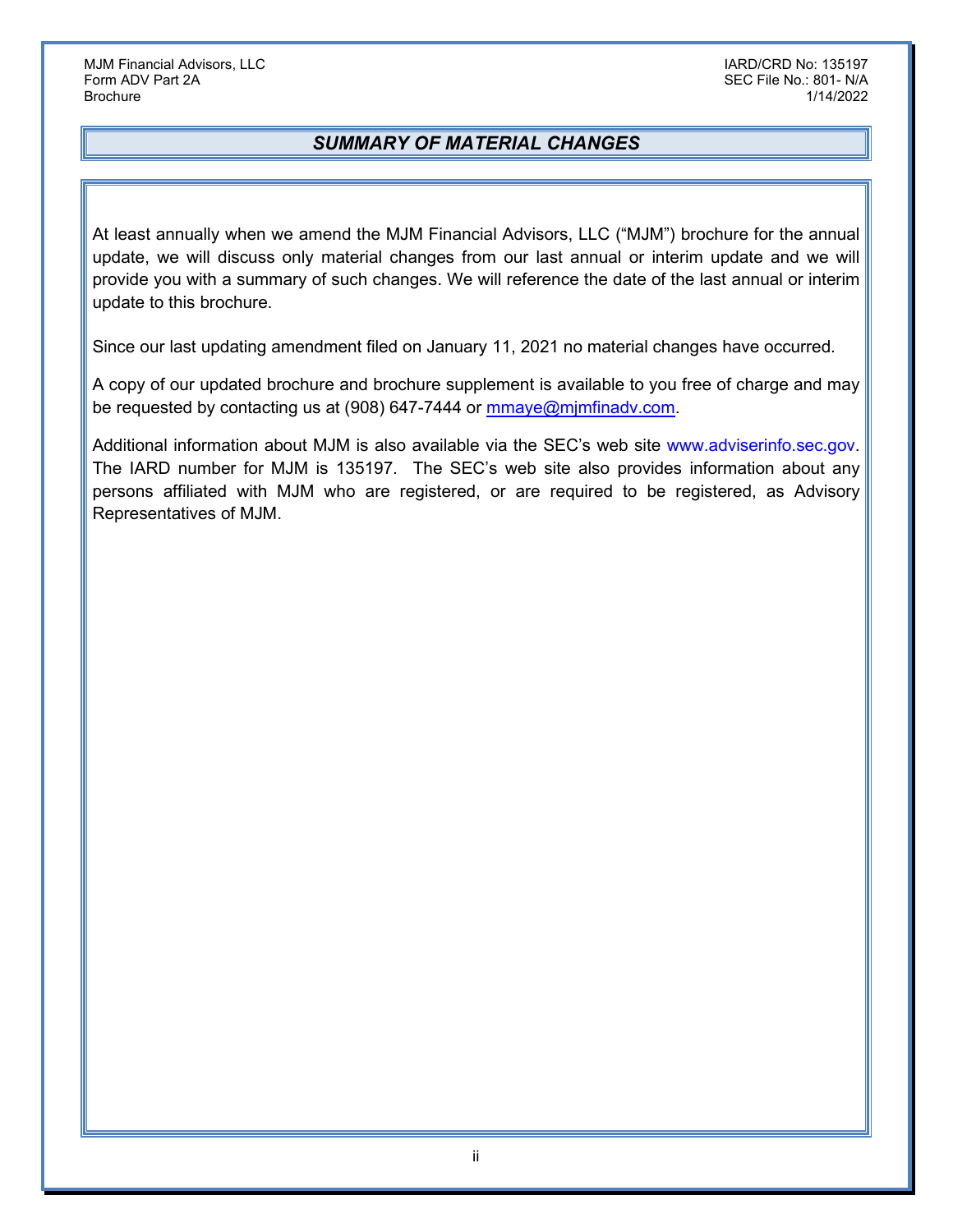## *SUMMARY OF MATERIAL CHANGES*

At least annually when we amend the MJM Financial Advisors, LLC ("MJM") brochure for the annual update, we will discuss only material changes from our last annual or interim update and we will provide you with a summary of such changes. We will reference the date of the last annual or interim update to this brochure.

Since our last updating amendment filed on January 11, 2021 no material changes have occurred.

A copy of our updated brochure and brochure supplement is available to you free of charge and may be requested by contacting us at (908) 647-7444 or mmaye@mjmfinadv.com.

Additional information about MJM is also available via the SEC's web site www.adviserinfo.sec.gov. The IARD number for MJM is 135197. The SEC's web site also provides information about any persons affiliated with MJM who are registered, or are required to be registered, as Advisory Representatives of MJM.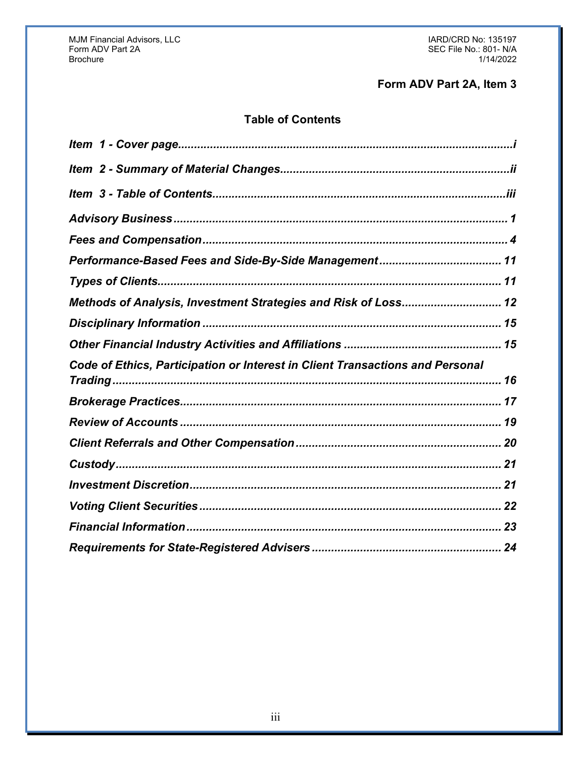## Form ADV Part 2A, Item 3

### Table of Contents

*Item 1 - Cover page* ........ i

*Item 2 - Summary of Material Changes* ........ ii

*Item 3 - Table of Contents* ........ iii

***Advisory Business*** ........ 1

***Fees and Compensation*** ........ 4

***Performance-Based Fees and Side-By-Side Management*** ........ 11

***Types of Clients*** ........ 11

***Methods of Analysis, Investment Strategies and Risk of Loss*** ........ 12

***Disciplinary Information*** ........ 15

***Other Financial Industry Activities and Affiliations*** ........ 15

***Code of Ethics, Participation or Interest in Client Transactions and Personal Trading*** ........ 16

***Brokerage Practices*** ........ 17

***Review of Accounts*** ........ 19

***Client Referrals and Other Compensation*** ........ 20

***Custody*** ........ 21

***Investment Discretion*** ........ 21

***Voting Client Securities*** ........ 22

***Financial Information*** ........ 23

***Requirements for State-Registered Advisers*** ........ 24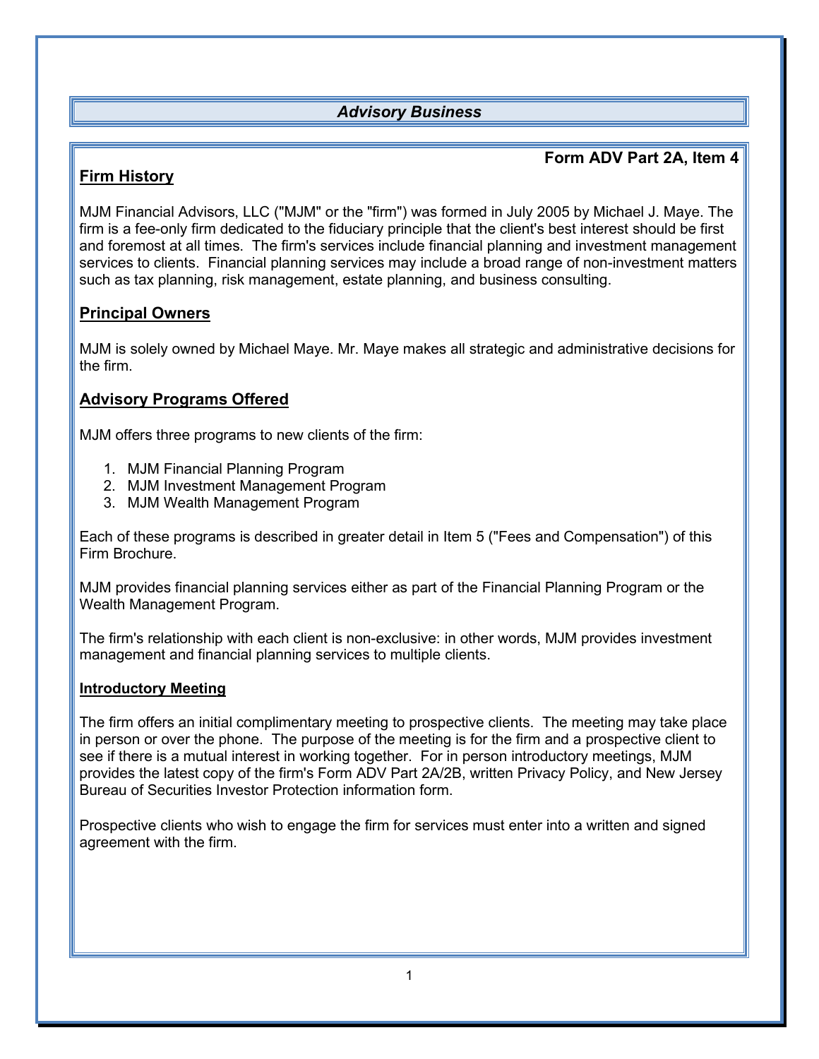## *Advisory Business*

**Form ADV Part 2A, Item 4**

### Firm History

MJM Financial Advisors, LLC ("MJM" or the "firm") was formed in July 2005 by Michael J. Maye. The firm is a fee-only firm dedicated to the fiduciary principle that the client's best interest should be first and foremost at all times. The firm's services include financial planning and investment management services to clients. Financial planning services may include a broad range of non-investment matters such as tax planning, risk management, estate planning, and business consulting.

### Principal Owners

MJM is solely owned by Michael Maye. Mr. Maye makes all strategic and administrative decisions for the firm.

### Advisory Programs Offered

MJM offers three programs to new clients of the firm:

1. MJM Financial Planning Program
2. MJM Investment Management Program
3. MJM Wealth Management Program

Each of these programs is described in greater detail in Item 5 ("Fees and Compensation") of this Firm Brochure.

MJM provides financial planning services either as part of the Financial Planning Program or the Wealth Management Program.

The firm's relationship with each client is non-exclusive: in other words, MJM provides investment management and financial planning services to multiple clients.

#### Introductory Meeting

The firm offers an initial complimentary meeting to prospective clients. The meeting may take place in person or over the phone. The purpose of the meeting is for the firm and a prospective client to see if there is a mutual interest in working together. For in person introductory meetings, MJM provides the latest copy of the firm's Form ADV Part 2A/2B, written Privacy Policy, and New Jersey Bureau of Securities Investor Protection information form.

Prospective clients who wish to engage the firm for services must enter into a written and signed agreement with the firm.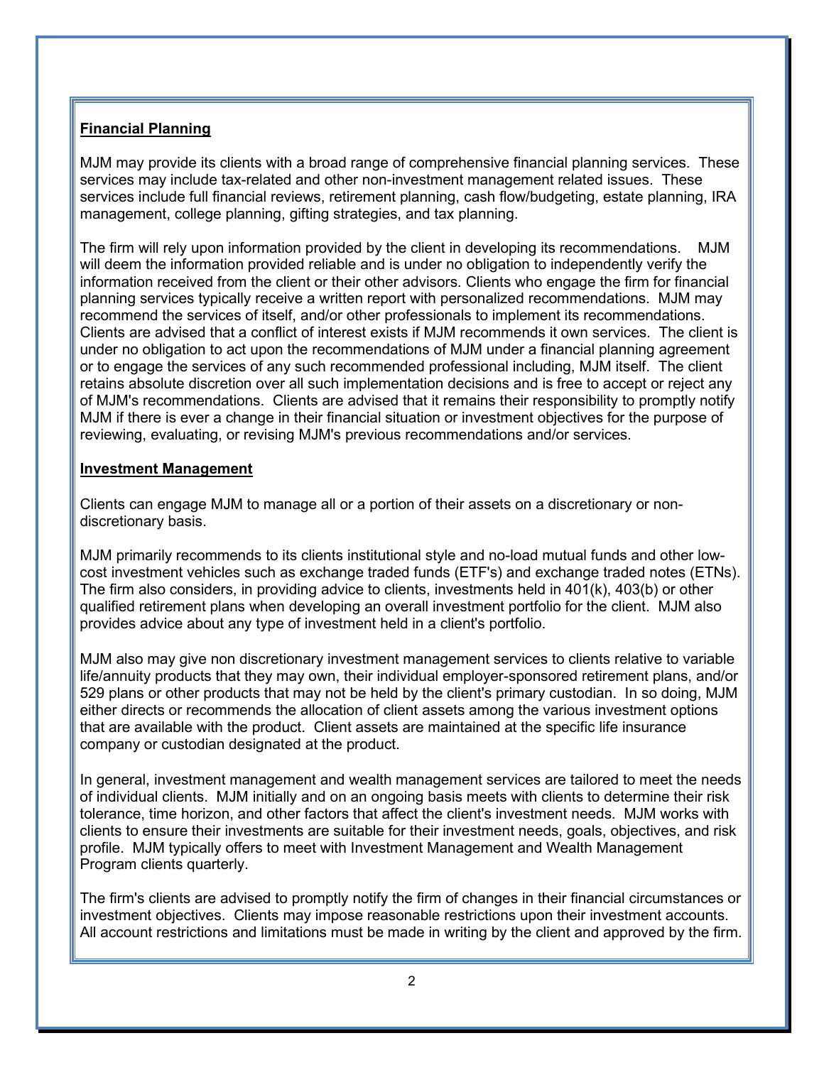**Financial Planning**

MJM may provide its clients with a broad range of comprehensive financial planning services. These services may include tax-related and other non-investment management related issues. These services include full financial reviews, retirement planning, cash flow/budgeting, estate planning, IRA management, college planning, gifting strategies, and tax planning.

The firm will rely upon information provided by the client in developing its recommendations. MJM will deem the information provided reliable and is under no obligation to independently verify the information received from the client or their other advisors. Clients who engage the firm for financial planning services typically receive a written report with personalized recommendations. MJM may recommend the services of itself, and/or other professionals to implement its recommendations. Clients are advised that a conflict of interest exists if MJM recommends it own services. The client is under no obligation to act upon the recommendations of MJM under a financial planning agreement or to engage the services of any such recommended professional including, MJM itself. The client retains absolute discretion over all such implementation decisions and is free to accept or reject any of MJM's recommendations. Clients are advised that it remains their responsibility to promptly notify MJM if there is ever a change in their financial situation or investment objectives for the purpose of reviewing, evaluating, or revising MJM's previous recommendations and/or services.

**Investment Management**

Clients can engage MJM to manage all or a portion of their assets on a discretionary or non-discretionary basis.

MJM primarily recommends to its clients institutional style and no-load mutual funds and other low-cost investment vehicles such as exchange traded funds (ETF's) and exchange traded notes (ETNs). The firm also considers, in providing advice to clients, investments held in 401(k), 403(b) or other qualified retirement plans when developing an overall investment portfolio for the client. MJM also provides advice about any type of investment held in a client's portfolio.

MJM also may give non discretionary investment management services to clients relative to variable life/annuity products that they may own, their individual employer-sponsored retirement plans, and/or 529 plans or other products that may not be held by the client's primary custodian. In so doing, MJM either directs or recommends the allocation of client assets among the various investment options that are available with the product. Client assets are maintained at the specific life insurance company or custodian designated at the product.

In general, investment management and wealth management services are tailored to meet the needs of individual clients. MJM initially and on an ongoing basis meets with clients to determine their risk tolerance, time horizon, and other factors that affect the client's investment needs. MJM works with clients to ensure their investments are suitable for their investment needs, goals, objectives, and risk profile. MJM typically offers to meet with Investment Management and Wealth Management Program clients quarterly.

The firm's clients are advised to promptly notify the firm of changes in their financial circumstances or investment objectives. Clients may impose reasonable restrictions upon their investment accounts. All account restrictions and limitations must be made in writing by the client and approved by the firm.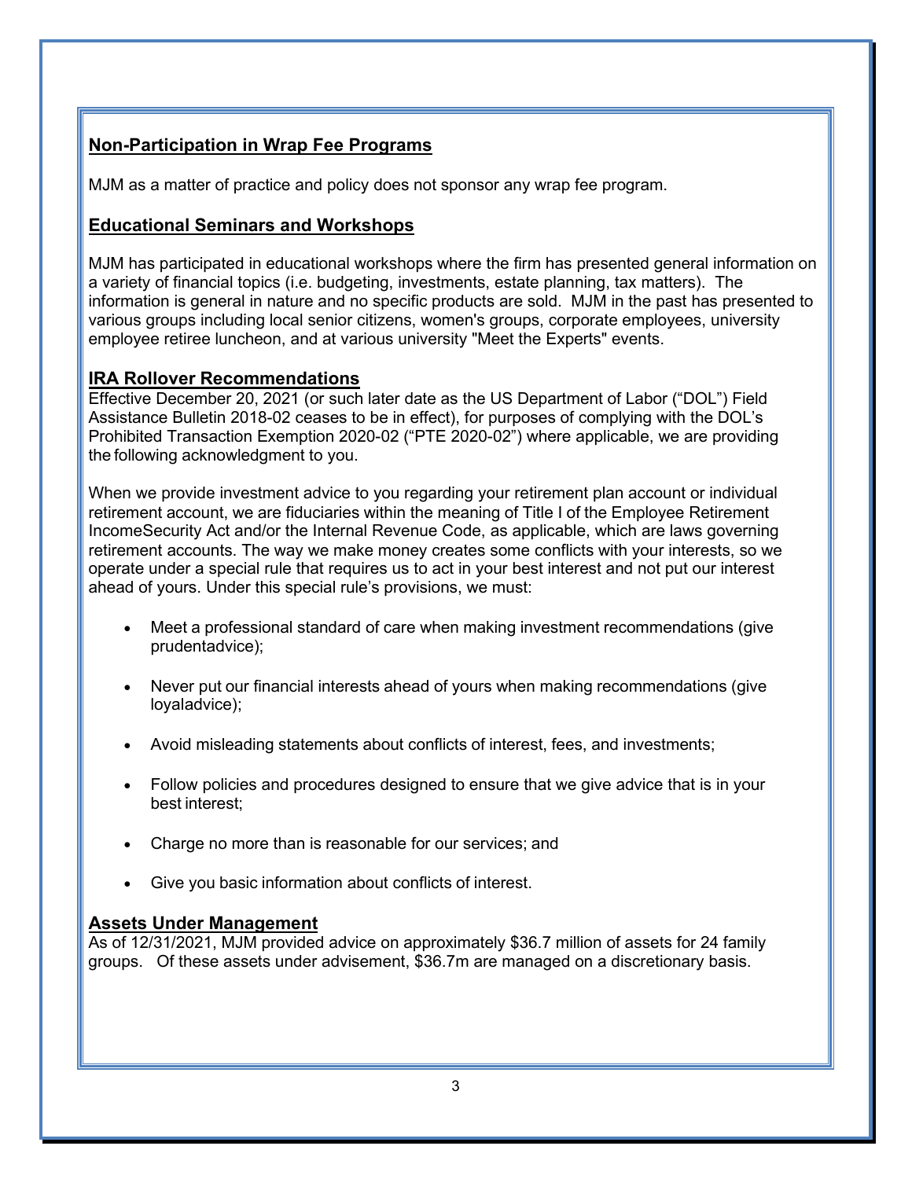## Non-Participation in Wrap Fee Programs

MJM as a matter of practice and policy does not sponsor any wrap fee program.

## Educational Seminars and Workshops

MJM has participated in educational workshops where the firm has presented general information on a variety of financial topics (i.e. budgeting, investments, estate planning, tax matters). The information is general in nature and no specific products are sold. MJM in the past has presented to various groups including local senior citizens, women's groups, corporate employees, university employee retiree luncheon, and at various university "Meet the Experts" events.

## IRA Rollover Recommendations

Effective December 20, 2021 (or such later date as the US Department of Labor ("DOL") Field Assistance Bulletin 2018-02 ceases to be in effect), for purposes of complying with the DOL's Prohibited Transaction Exemption 2020-02 ("PTE 2020-02") where applicable, we are providing the following acknowledgment to you.

When we provide investment advice to you regarding your retirement plan account or individual retirement account, we are fiduciaries within the meaning of Title I of the Employee Retirement IncomeSecurity Act and/or the Internal Revenue Code, as applicable, which are laws governing retirement accounts. The way we make money creates some conflicts with your interests, so we operate under a special rule that requires us to act in your best interest and not put our interest ahead of yours. Under this special rule's provisions, we must:

- Meet a professional standard of care when making investment recommendations (give prudentadvice);
- Never put our financial interests ahead of yours when making recommendations (give loyaladvice);
- Avoid misleading statements about conflicts of interest, fees, and investments;
- Follow policies and procedures designed to ensure that we give advice that is in your best interest;
- Charge no more than is reasonable for our services; and
- Give you basic information about conflicts of interest.

## Assets Under Management

As of 12/31/2021, MJM provided advice on approximately $36.7 million of assets for 24 family groups. Of these assets under advisement, $36.7m are managed on a discretionary basis.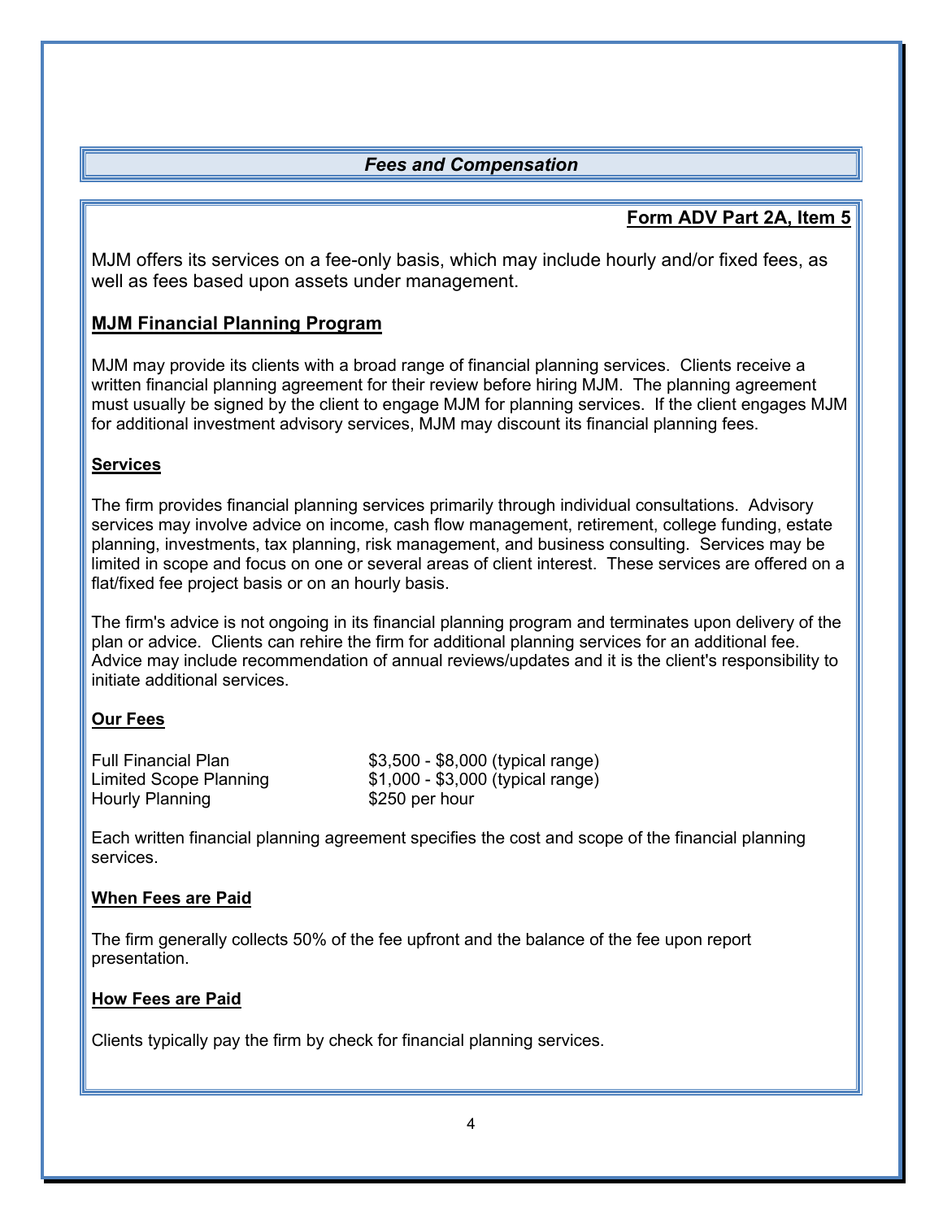## *Fees and Compensation*

**Form ADV Part 2A, Item 5**

MJM offers its services on a fee-only basis, which may include hourly and/or fixed fees, as well as fees based upon assets under management.

### MJM Financial Planning Program

MJM may provide its clients with a broad range of financial planning services. Clients receive a written financial planning agreement for their review before hiring MJM. The planning agreement must usually be signed by the client to engage MJM for planning services. If the client engages MJM for additional investment advisory services, MJM may discount its financial planning fees.

#### Services

The firm provides financial planning services primarily through individual consultations. Advisory services may involve advice on income, cash flow management, retirement, college funding, estate planning, investments, tax planning, risk management, and business consulting. Services may be limited in scope and focus on one or several areas of client interest. These services are offered on a flat/fixed fee project basis or on an hourly basis.

The firm's advice is not ongoing in its financial planning program and terminates upon delivery of the plan or advice. Clients can rehire the firm for additional planning services for an additional fee. Advice may include recommendation of annual reviews/updates and it is the client's responsibility to initiate additional services.

#### Our Fees

| | |
|---|---|
| Full Financial Plan | $3,500 - $8,000 (typical range) |
| Limited Scope Planning | $1,000 - $3,000 (typical range) |
| Hourly Planning | $250 per hour |

Each written financial planning agreement specifies the cost and scope of the financial planning services.

#### When Fees are Paid

The firm generally collects 50% of the fee upfront and the balance of the fee upon report presentation.

#### How Fees are Paid

Clients typically pay the firm by check for financial planning services.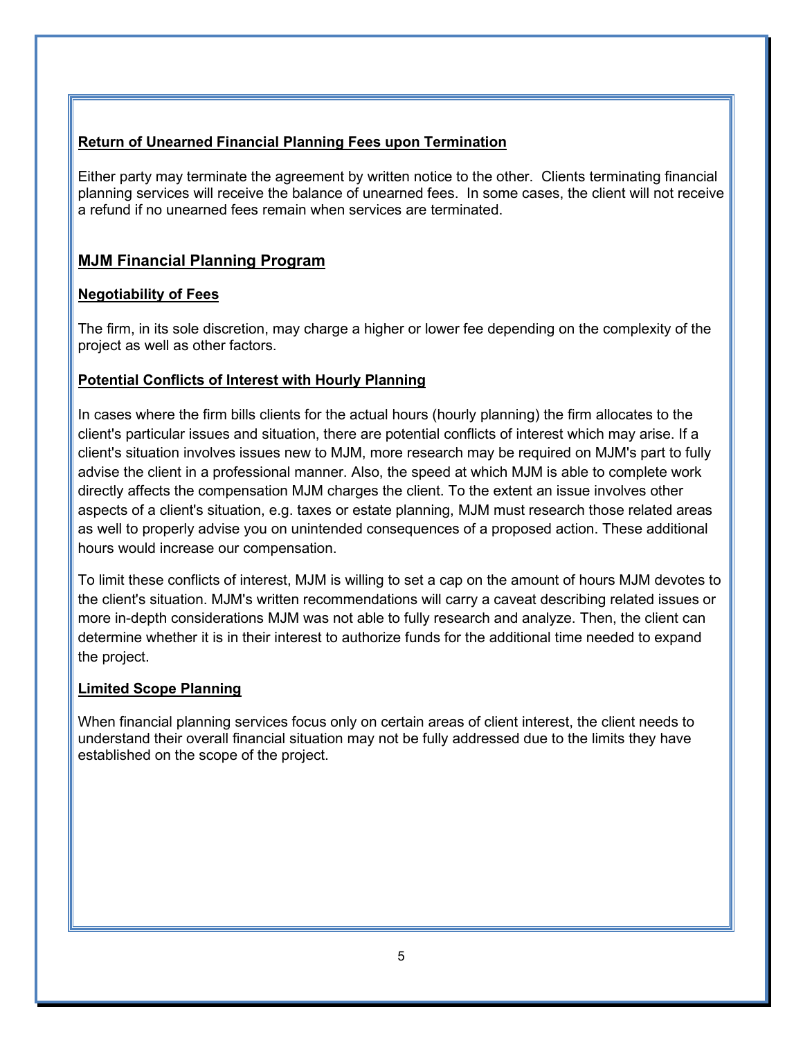### Return of Unearned Financial Planning Fees upon Termination

Either party may terminate the agreement by written notice to the other. Clients terminating financial planning services will receive the balance of unearned fees. In some cases, the client will not receive a refund if no unearned fees remain when services are terminated.

## MJM Financial Planning Program

### Negotiability of Fees

The firm, in its sole discretion, may charge a higher or lower fee depending on the complexity of the project as well as other factors.

### Potential Conflicts of Interest with Hourly Planning

In cases where the firm bills clients for the actual hours (hourly planning) the firm allocates to the client's particular issues and situation, there are potential conflicts of interest which may arise. If a client's situation involves issues new to MJM, more research may be required on MJM's part to fully advise the client in a professional manner. Also, the speed at which MJM is able to complete work directly affects the compensation MJM charges the client. To the extent an issue involves other aspects of a client's situation, e.g. taxes or estate planning, MJM must research those related areas as well to properly advise you on unintended consequences of a proposed action. These additional hours would increase our compensation.

To limit these conflicts of interest, MJM is willing to set a cap on the amount of hours MJM devotes to the client's situation. MJM's written recommendations will carry a caveat describing related issues or more in-depth considerations MJM was not able to fully research and analyze. Then, the client can determine whether it is in their interest to authorize funds for the additional time needed to expand the project.

### Limited Scope Planning

When financial planning services focus only on certain areas of client interest, the client needs to understand their overall financial situation may not be fully addressed due to the limits they have established on the scope of the project.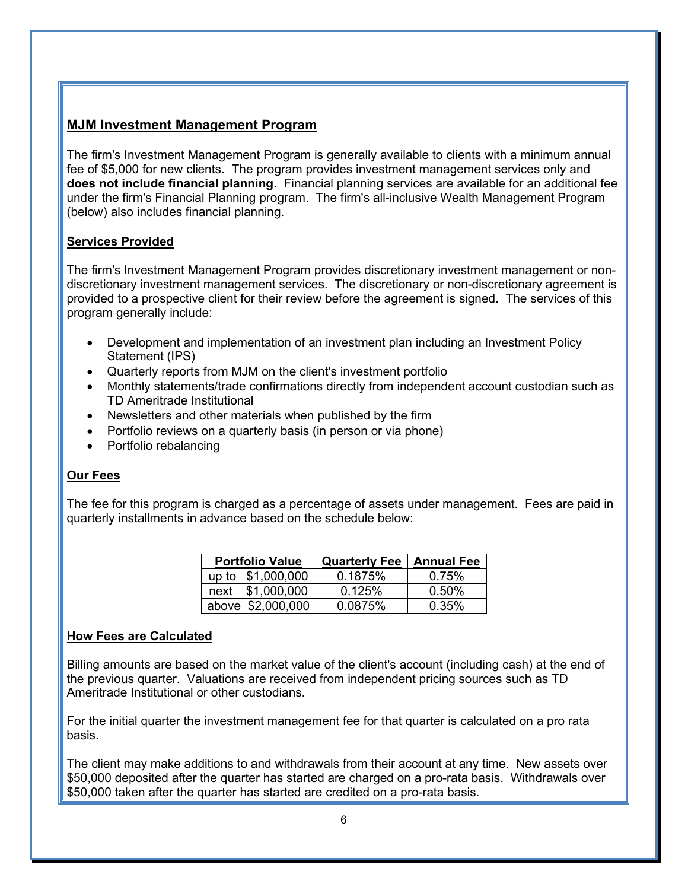## MJM Investment Management Program

The firm's Investment Management Program is generally available to clients with a minimum annual fee of $5,000 for new clients. The program provides investment management services only and **does not include financial planning**. Financial planning services are available for an additional fee under the firm's Financial Planning program. The firm's all-inclusive Wealth Management Program (below) also includes financial planning.

### Services Provided

The firm's Investment Management Program provides discretionary investment management or non-discretionary investment management services. The discretionary or non-discretionary agreement is provided to a prospective client for their review before the agreement is signed. The services of this program generally include:

- Development and implementation of an investment plan including an Investment Policy Statement (IPS)
- Quarterly reports from MJM on the client's investment portfolio
- Monthly statements/trade confirmations directly from independent account custodian such as TD Ameritrade Institutional
- Newsletters and other materials when published by the firm
- Portfolio reviews on a quarterly basis (in person or via phone)
- Portfolio rebalancing

### Our Fees

The fee for this program is charged as a percentage of assets under management. Fees are paid in quarterly installments in advance based on the schedule below:

| Portfolio Value | Quarterly Fee | Annual Fee |
|---|---|---|
| up to $1,000,000 | 0.1875% | 0.75% |
| next $1,000,000 | 0.125% | 0.50% |
| above $2,000,000 | 0.0875% | 0.35% |

### How Fees are Calculated

Billing amounts are based on the market value of the client's account (including cash) at the end of the previous quarter. Valuations are received from independent pricing sources such as TD Ameritrade Institutional or other custodians.

For the initial quarter the investment management fee for that quarter is calculated on a pro rata basis.

The client may make additions to and withdrawals from their account at any time. New assets over $50,000 deposited after the quarter has started are charged on a pro-rata basis. Withdrawals over $50,000 taken after the quarter has started are credited on a pro-rata basis.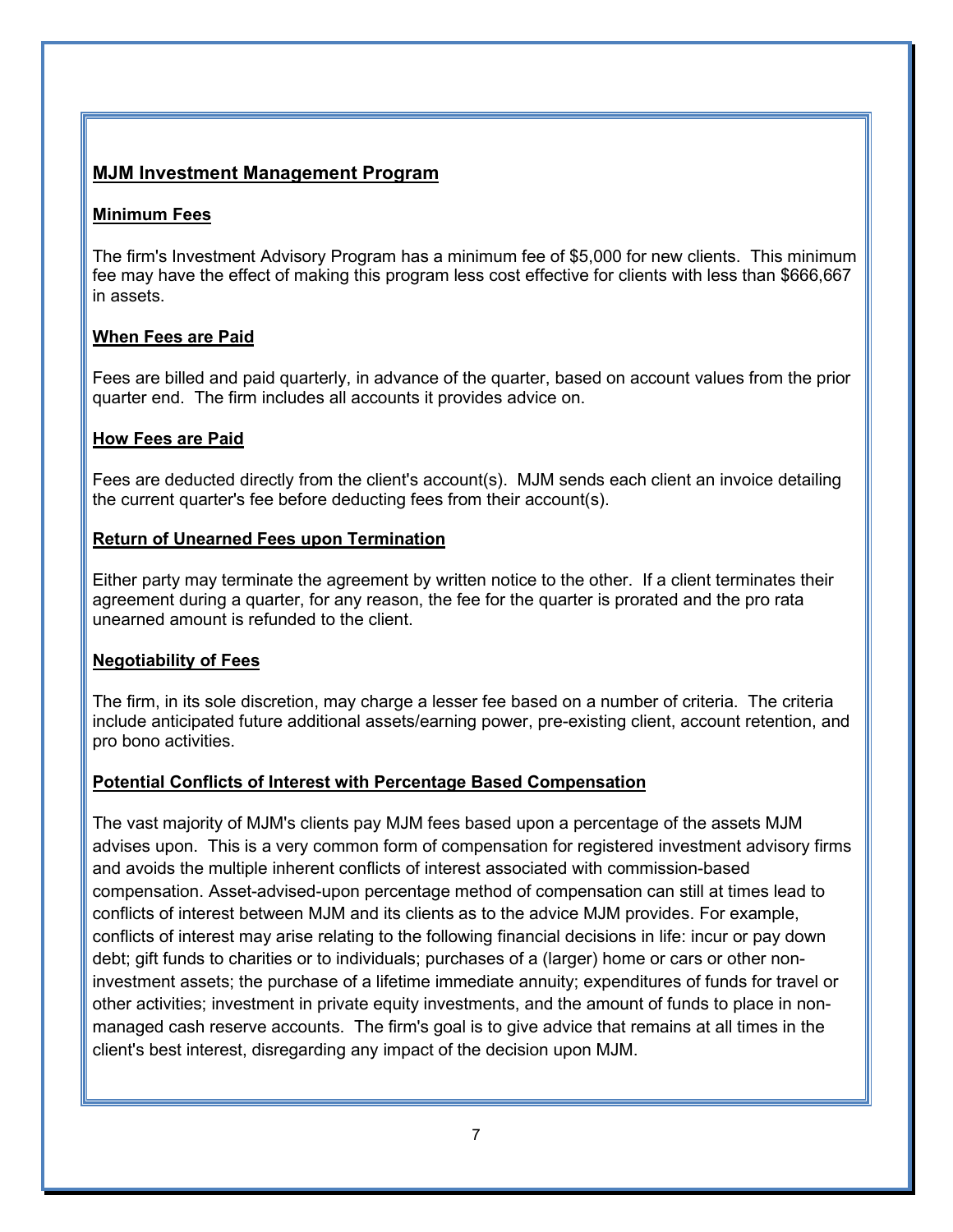## MJM Investment Management Program

### Minimum Fees

The firm's Investment Advisory Program has a minimum fee of $5,000 for new clients. This minimum fee may have the effect of making this program less cost effective for clients with less than $666,667 in assets.

### When Fees are Paid

Fees are billed and paid quarterly, in advance of the quarter, based on account values from the prior quarter end. The firm includes all accounts it provides advice on.

### How Fees are Paid

Fees are deducted directly from the client's account(s). MJM sends each client an invoice detailing the current quarter's fee before deducting fees from their account(s).

### Return of Unearned Fees upon Termination

Either party may terminate the agreement by written notice to the other. If a client terminates their agreement during a quarter, for any reason, the fee for the quarter is prorated and the pro rata unearned amount is refunded to the client.

### Negotiability of Fees

The firm, in its sole discretion, may charge a lesser fee based on a number of criteria. The criteria include anticipated future additional assets/earning power, pre-existing client, account retention, and pro bono activities.

### Potential Conflicts of Interest with Percentage Based Compensation

The vast majority of MJM's clients pay MJM fees based upon a percentage of the assets MJM advises upon. This is a very common form of compensation for registered investment advisory firms and avoids the multiple inherent conflicts of interest associated with commission-based compensation. Asset-advised-upon percentage method of compensation can still at times lead to conflicts of interest between MJM and its clients as to the advice MJM provides. For example, conflicts of interest may arise relating to the following financial decisions in life: incur or pay down debt; gift funds to charities or to individuals; purchases of a (larger) home or cars or other non-investment assets; the purchase of a lifetime immediate annuity; expenditures of funds for travel or other activities; investment in private equity investments, and the amount of funds to place in non-managed cash reserve accounts. The firm's goal is to give advice that remains at all times in the client's best interest, disregarding any impact of the decision upon MJM.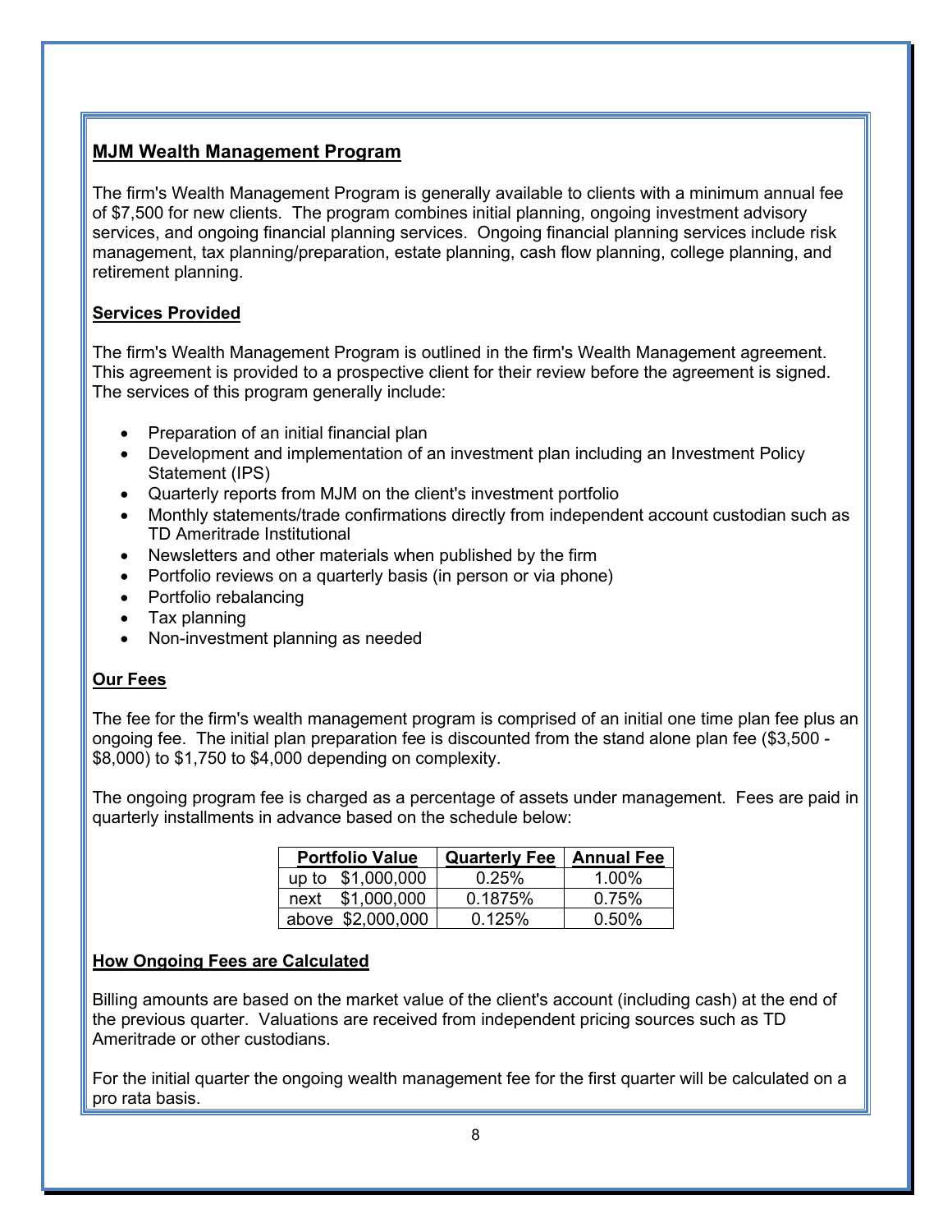## MJM Wealth Management Program

The firm's Wealth Management Program is generally available to clients with a minimum annual fee of $7,500 for new clients. The program combines initial planning, ongoing investment advisory services, and ongoing financial planning services. Ongoing financial planning services include risk management, tax planning/preparation, estate planning, cash flow planning, college planning, and retirement planning.

### Services Provided

The firm's Wealth Management Program is outlined in the firm's Wealth Management agreement. This agreement is provided to a prospective client for their review before the agreement is signed. The services of this program generally include:

- Preparation of an initial financial plan
- Development and implementation of an investment plan including an Investment Policy Statement (IPS)
- Quarterly reports from MJM on the client's investment portfolio
- Monthly statements/trade confirmations directly from independent account custodian such as TD Ameritrade Institutional
- Newsletters and other materials when published by the firm
- Portfolio reviews on a quarterly basis (in person or via phone)
- Portfolio rebalancing
- Tax planning
- Non-investment planning as needed

### Our Fees

The fee for the firm's wealth management program is comprised of an initial one time plan fee plus an ongoing fee. The initial plan preparation fee is discounted from the stand alone plan fee ($3,500 - $8,000) to $1,750 to $4,000 depending on complexity.

The ongoing program fee is charged as a percentage of assets under management. Fees are paid in quarterly installments in advance based on the schedule below:

| Portfolio Value | Quarterly Fee | Annual Fee |
|---|---|---|
| up to $1,000,000 | 0.25% | 1.00% |
| next $1,000,000 | 0.1875% | 0.75% |
| above $2,000,000 | 0.125% | 0.50% |

### How Ongoing Fees are Calculated

Billing amounts are based on the market value of the client's account (including cash) at the end of the previous quarter. Valuations are received from independent pricing sources such as TD Ameritrade or other custodians.

For the initial quarter the ongoing wealth management fee for the first quarter will be calculated on a pro rata basis.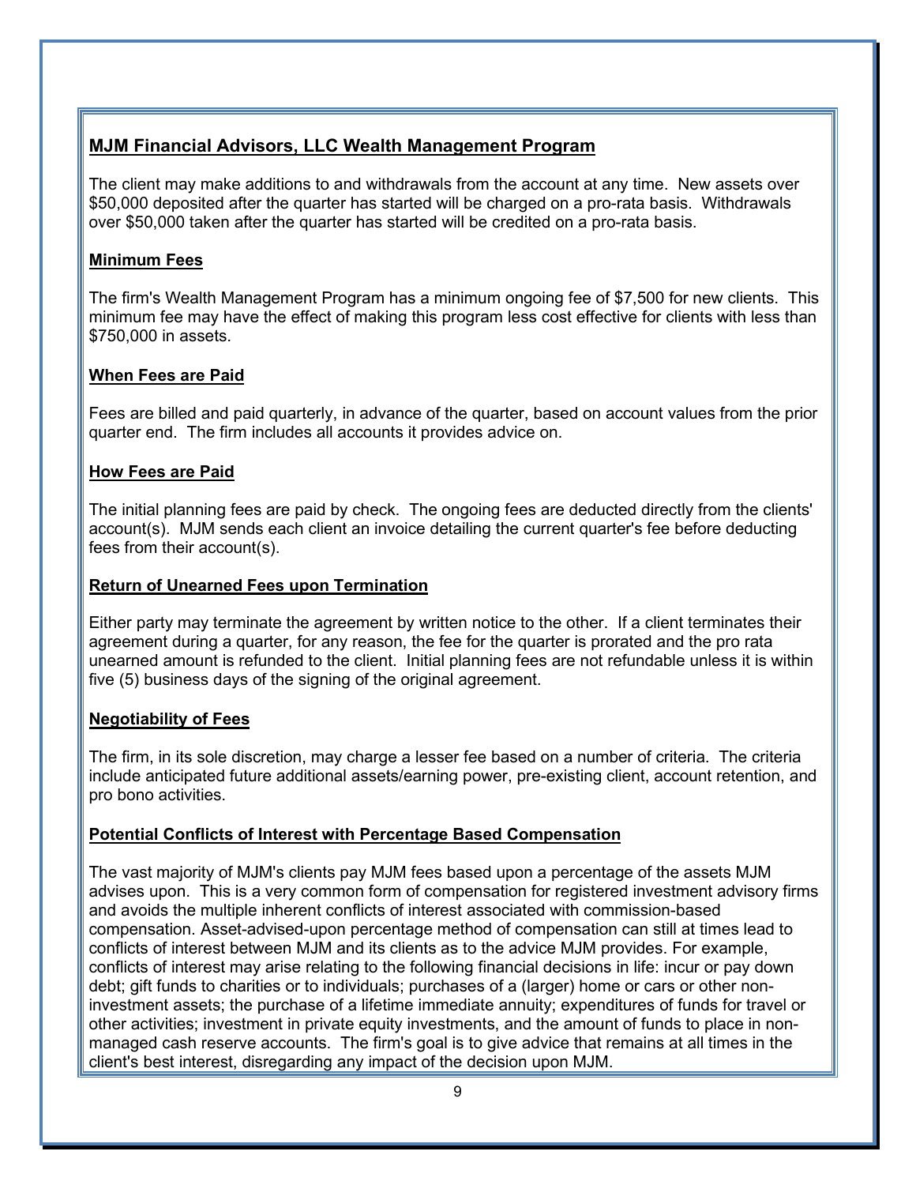## MJM Financial Advisors, LLC Wealth Management Program

The client may make additions to and withdrawals from the account at any time. New assets over $50,000 deposited after the quarter has started will be charged on a pro-rata basis. Withdrawals over $50,000 taken after the quarter has started will be credited on a pro-rata basis.

### Minimum Fees

The firm's Wealth Management Program has a minimum ongoing fee of $7,500 for new clients. This minimum fee may have the effect of making this program less cost effective for clients with less than $750,000 in assets.

### When Fees are Paid

Fees are billed and paid quarterly, in advance of the quarter, based on account values from the prior quarter end. The firm includes all accounts it provides advice on.

### How Fees are Paid

The initial planning fees are paid by check. The ongoing fees are deducted directly from the clients' account(s). MJM sends each client an invoice detailing the current quarter's fee before deducting fees from their account(s).

### Return of Unearned Fees upon Termination

Either party may terminate the agreement by written notice to the other. If a client terminates their agreement during a quarter, for any reason, the fee for the quarter is prorated and the pro rata unearned amount is refunded to the client. Initial planning fees are not refundable unless it is within five (5) business days of the signing of the original agreement.

### Negotiability of Fees

The firm, in its sole discretion, may charge a lesser fee based on a number of criteria. The criteria include anticipated future additional assets/earning power, pre-existing client, account retention, and pro bono activities.

### Potential Conflicts of Interest with Percentage Based Compensation

The vast majority of MJM's clients pay MJM fees based upon a percentage of the assets MJM advises upon. This is a very common form of compensation for registered investment advisory firms and avoids the multiple inherent conflicts of interest associated with commission-based compensation. Asset-advised-upon percentage method of compensation can still at times lead to conflicts of interest between MJM and its clients as to the advice MJM provides. For example, conflicts of interest may arise relating to the following financial decisions in life: incur or pay down debt; gift funds to charities or to individuals; purchases of a (larger) home or cars or other non-investment assets; the purchase of a lifetime immediate annuity; expenditures of funds for travel or other activities; investment in private equity investments, and the amount of funds to place in non-managed cash reserve accounts. The firm's goal is to give advice that remains at all times in the client's best interest, disregarding any impact of the decision upon MJM.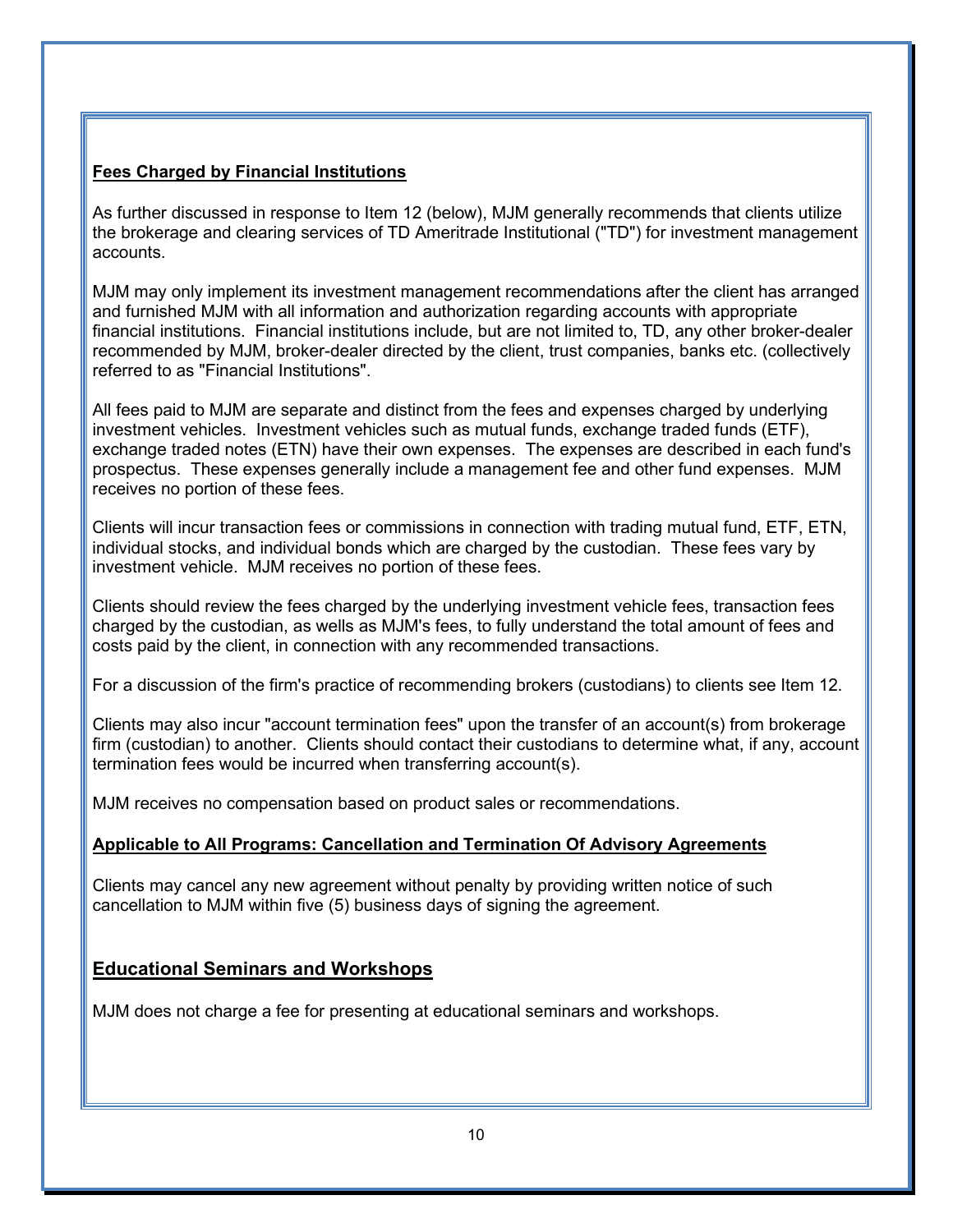**Fees Charged by Financial Institutions**

As further discussed in response to Item 12 (below), MJM generally recommends that clients utilize the brokerage and clearing services of TD Ameritrade Institutional ("TD") for investment management accounts.

MJM may only implement its investment management recommendations after the client has arranged and furnished MJM with all information and authorization regarding accounts with appropriate financial institutions. Financial institutions include, but are not limited to, TD, any other broker-dealer recommended by MJM, broker-dealer directed by the client, trust companies, banks etc. (collectively referred to as "Financial Institutions".

All fees paid to MJM are separate and distinct from the fees and expenses charged by underlying investment vehicles. Investment vehicles such as mutual funds, exchange traded funds (ETF), exchange traded notes (ETN) have their own expenses. The expenses are described in each fund's prospectus. These expenses generally include a management fee and other fund expenses. MJM receives no portion of these fees.

Clients will incur transaction fees or commissions in connection with trading mutual fund, ETF, ETN, individual stocks, and individual bonds which are charged by the custodian. These fees vary by investment vehicle. MJM receives no portion of these fees.

Clients should review the fees charged by the underlying investment vehicle fees, transaction fees charged by the custodian, as wells as MJM's fees, to fully understand the total amount of fees and costs paid by the client, in connection with any recommended transactions.

For a discussion of the firm's practice of recommending brokers (custodians) to clients see Item 12.

Clients may also incur "account termination fees" upon the transfer of an account(s) from brokerage firm (custodian) to another. Clients should contact their custodians to determine what, if any, account termination fees would be incurred when transferring account(s).

MJM receives no compensation based on product sales or recommendations.

**Applicable to All Programs: Cancellation and Termination Of Advisory Agreements**

Clients may cancel any new agreement without penalty by providing written notice of such cancellation to MJM within five (5) business days of signing the agreement.

## Educational Seminars and Workshops

MJM does not charge a fee for presenting at educational seminars and workshops.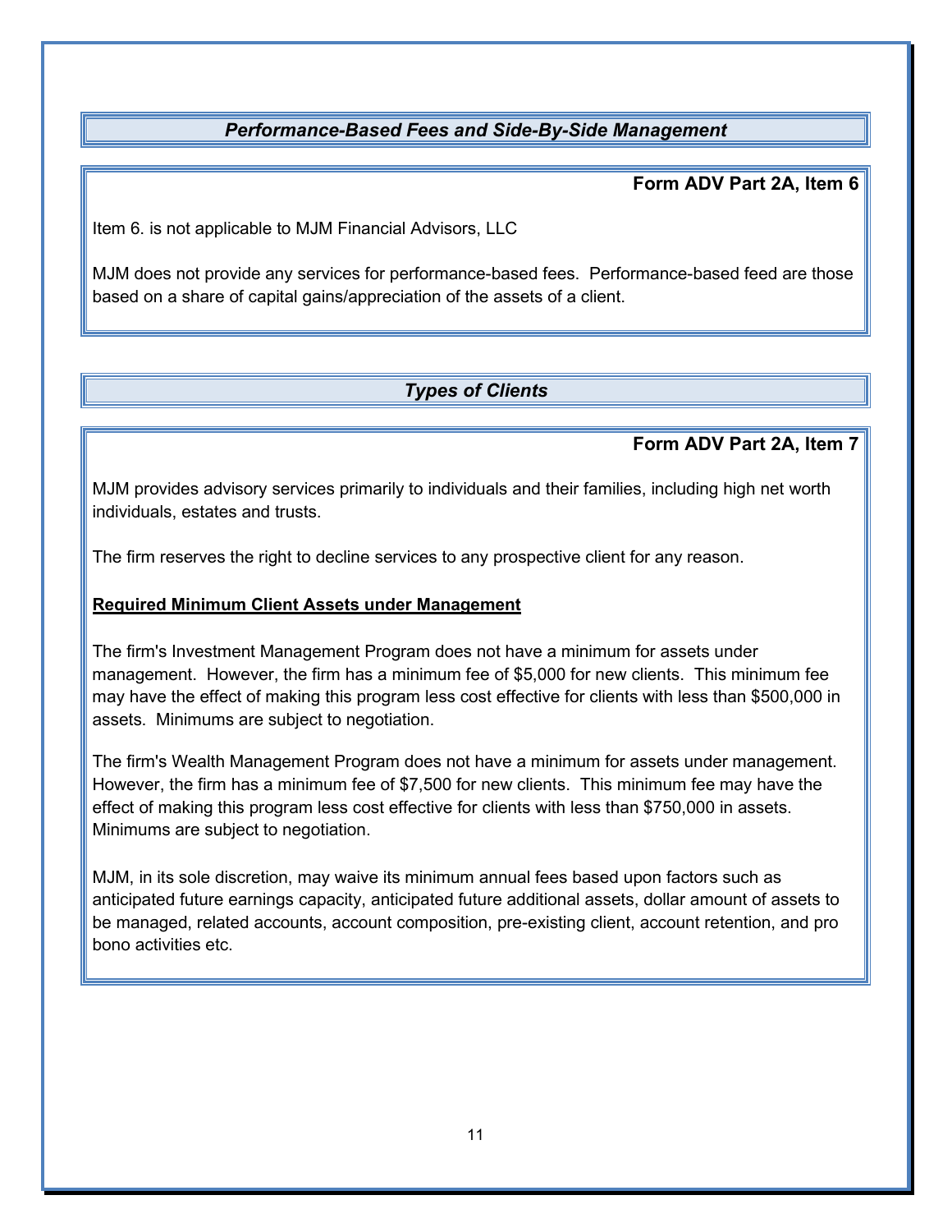## *Performance-Based Fees and Side-By-Side Management*

**Form ADV Part 2A, Item 6**

Item 6. is not applicable to MJM Financial Advisors, LLC

MJM does not provide any services for performance-based fees. Performance-based feed are those based on a share of capital gains/appreciation of the assets of a client.

## *Types of Clients*

**Form ADV Part 2A, Item 7**

MJM provides advisory services primarily to individuals and their families, including high net worth individuals, estates and trusts.

The firm reserves the right to decline services to any prospective client for any reason.

**Required Minimum Client Assets under Management**

The firm's Investment Management Program does not have a minimum for assets under management. However, the firm has a minimum fee of $5,000 for new clients. This minimum fee may have the effect of making this program less cost effective for clients with less than $500,000 in assets. Minimums are subject to negotiation.

The firm's Wealth Management Program does not have a minimum for assets under management. However, the firm has a minimum fee of $7,500 for new clients. This minimum fee may have the effect of making this program less cost effective for clients with less than $750,000 in assets. Minimums are subject to negotiation.

MJM, in its sole discretion, may waive its minimum annual fees based upon factors such as anticipated future earnings capacity, anticipated future additional assets, dollar amount of assets to be managed, related accounts, account composition, pre-existing client, account retention, and pro bono activities etc.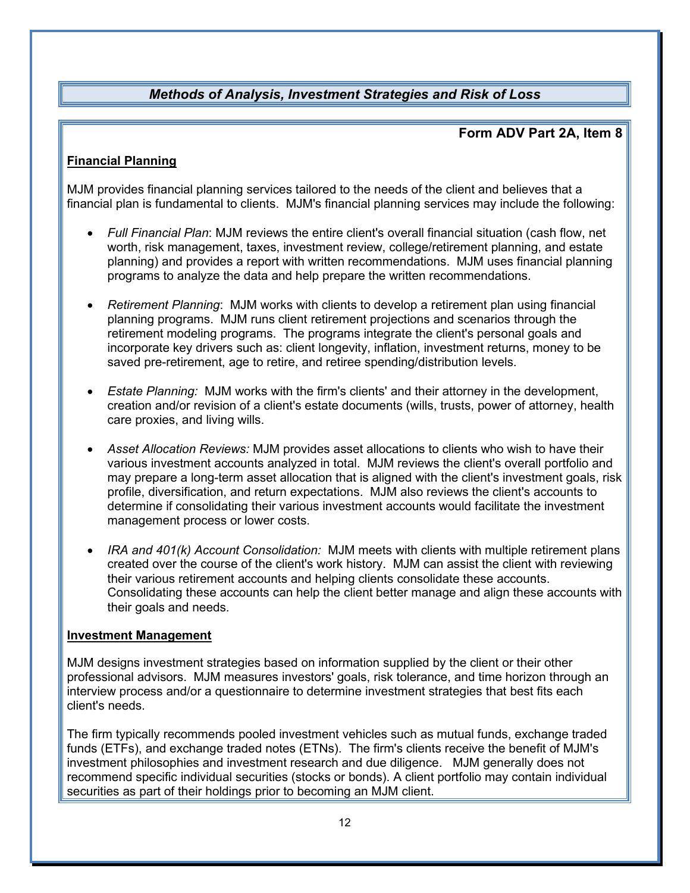## *Methods of Analysis, Investment Strategies and Risk of Loss*

**Form ADV Part 2A, Item 8**

**Financial Planning**

MJM provides financial planning services tailored to the needs of the client and believes that a financial plan is fundamental to clients. MJM's financial planning services may include the following:

- *Full Financial Plan*: MJM reviews the entire client's overall financial situation (cash flow, net worth, risk management, taxes, investment review, college/retirement planning, and estate planning) and provides a report with written recommendations. MJM uses financial planning programs to analyze the data and help prepare the written recommendations.

- *Retirement Planning*: MJM works with clients to develop a retirement plan using financial planning programs. MJM runs client retirement projections and scenarios through the retirement modeling programs. The programs integrate the client's personal goals and incorporate key drivers such as: client longevity, inflation, investment returns, money to be saved pre-retirement, age to retire, and retiree spending/distribution levels.

- *Estate Planning:* MJM works with the firm's clients' and their attorney in the development, creation and/or revision of a client's estate documents (wills, trusts, power of attorney, health care proxies, and living wills.

- *Asset Allocation Reviews:* MJM provides asset allocations to clients who wish to have their various investment accounts analyzed in total. MJM reviews the client's overall portfolio and may prepare a long-term asset allocation that is aligned with the client's investment goals, risk profile, diversification, and return expectations. MJM also reviews the client's accounts to determine if consolidating their various investment accounts would facilitate the investment management process or lower costs.

- *IRA and 401(k) Account Consolidation:* MJM meets with clients with multiple retirement plans created over the course of the client's work history. MJM can assist the client with reviewing their various retirement accounts and helping clients consolidate these accounts. Consolidating these accounts can help the client better manage and align these accounts with their goals and needs.

**Investment Management**

MJM designs investment strategies based on information supplied by the client or their other professional advisors. MJM measures investors' goals, risk tolerance, and time horizon through an interview process and/or a questionnaire to determine investment strategies that best fits each client's needs.

The firm typically recommends pooled investment vehicles such as mutual funds, exchange traded funds (ETFs), and exchange traded notes (ETNs). The firm's clients receive the benefit of MJM's investment philosophies and investment research and due diligence. MJM generally does not recommend specific individual securities (stocks or bonds). A client portfolio may contain individual securities as part of their holdings prior to becoming an MJM client.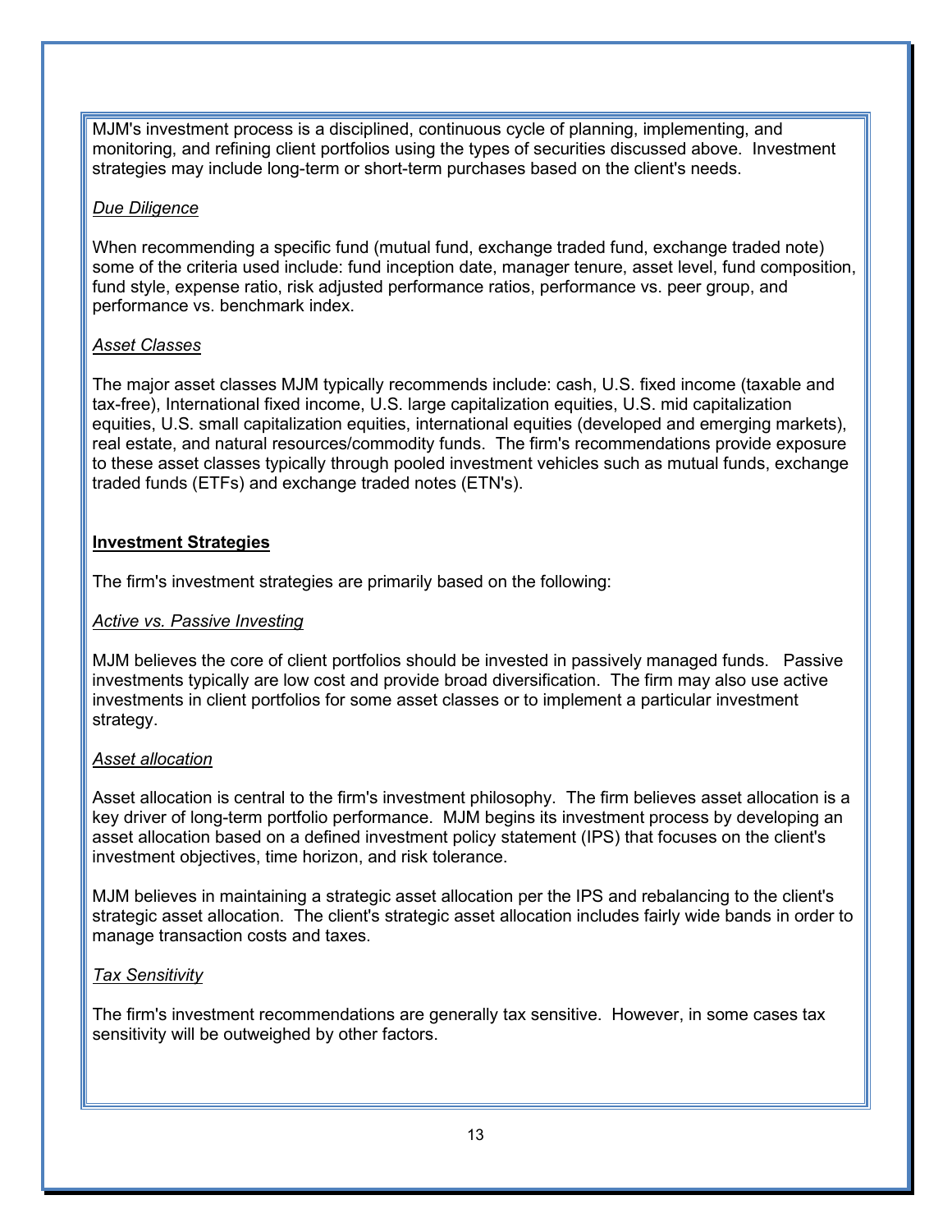MJM's investment process is a disciplined, continuous cycle of planning, implementing, and monitoring, and refining client portfolios using the types of securities discussed above. Investment strategies may include long-term or short-term purchases based on the client's needs.

*Due Diligence*

When recommending a specific fund (mutual fund, exchange traded fund, exchange traded note) some of the criteria used include: fund inception date, manager tenure, asset level, fund composition, fund style, expense ratio, risk adjusted performance ratios, performance vs. peer group, and performance vs. benchmark index.

*Asset Classes*

The major asset classes MJM typically recommends include: cash, U.S. fixed income (taxable and tax-free), International fixed income, U.S. large capitalization equities, U.S. mid capitalization equities, U.S. small capitalization equities, international equities (developed and emerging markets), real estate, and natural resources/commodity funds. The firm's recommendations provide exposure to these asset classes typically through pooled investment vehicles such as mutual funds, exchange traded funds (ETFs) and exchange traded notes (ETN's).

**Investment Strategies**

The firm's investment strategies are primarily based on the following:

*Active vs. Passive Investing*

MJM believes the core of client portfolios should be invested in passively managed funds. Passive investments typically are low cost and provide broad diversification. The firm may also use active investments in client portfolios for some asset classes or to implement a particular investment strategy.

*Asset allocation*

Asset allocation is central to the firm's investment philosophy. The firm believes asset allocation is a key driver of long-term portfolio performance. MJM begins its investment process by developing an asset allocation based on a defined investment policy statement (IPS) that focuses on the client's investment objectives, time horizon, and risk tolerance.

MJM believes in maintaining a strategic asset allocation per the IPS and rebalancing to the client's strategic asset allocation. The client's strategic asset allocation includes fairly wide bands in order to manage transaction costs and taxes.

*Tax Sensitivity*

The firm's investment recommendations are generally tax sensitive. However, in some cases tax sensitivity will be outweighed by other factors.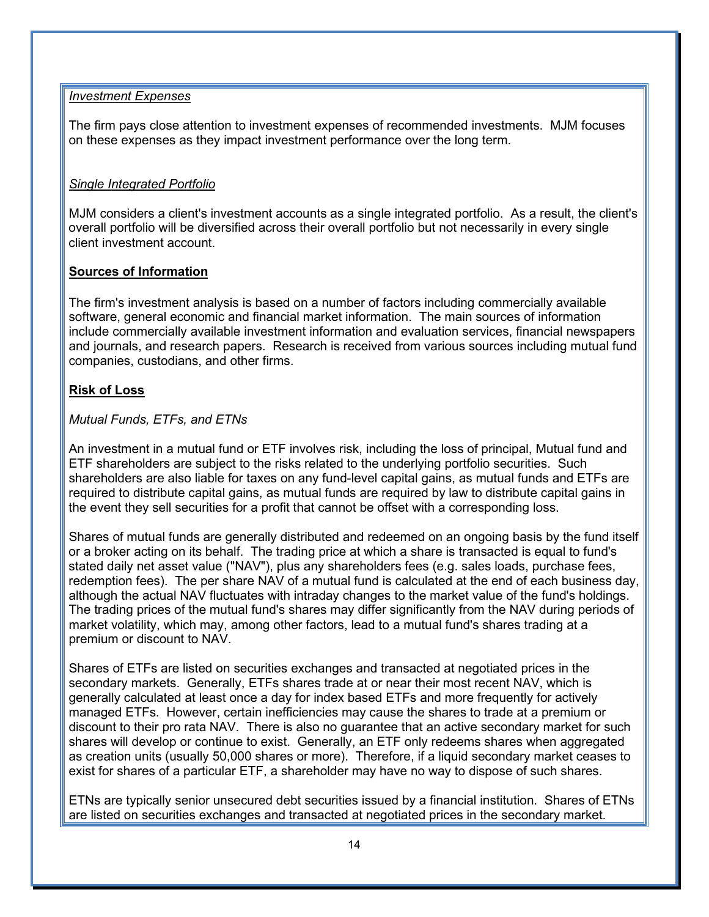*Investment Expenses*

The firm pays close attention to investment expenses of recommended investments. MJM focuses on these expenses as they impact investment performance over the long term.

*Single Integrated Portfolio*

MJM considers a client's investment accounts as a single integrated portfolio. As a result, the client's overall portfolio will be diversified across their overall portfolio but not necessarily in every single client investment account.

**Sources of Information**

The firm's investment analysis is based on a number of factors including commercially available software, general economic and financial market information. The main sources of information include commercially available investment information and evaluation services, financial newspapers and journals, and research papers. Research is received from various sources including mutual fund companies, custodians, and other firms.

**Risk of Loss**

*Mutual Funds, ETFs, and ETNs*

An investment in a mutual fund or ETF involves risk, including the loss of principal, Mutual fund and ETF shareholders are subject to the risks related to the underlying portfolio securities. Such shareholders are also liable for taxes on any fund-level capital gains, as mutual funds and ETFs are required to distribute capital gains, as mutual funds are required by law to distribute capital gains in the event they sell securities for a profit that cannot be offset with a corresponding loss.

Shares of mutual funds are generally distributed and redeemed on an ongoing basis by the fund itself or a broker acting on its behalf. The trading price at which a share is transacted is equal to fund's stated daily net asset value ("NAV"), plus any shareholders fees (e.g. sales loads, purchase fees, redemption fees). The per share NAV of a mutual fund is calculated at the end of each business day, although the actual NAV fluctuates with intraday changes to the market value of the fund's holdings. The trading prices of the mutual fund's shares may differ significantly from the NAV during periods of market volatility, which may, among other factors, lead to a mutual fund's shares trading at a premium or discount to NAV.

Shares of ETFs are listed on securities exchanges and transacted at negotiated prices in the secondary markets. Generally, ETFs shares trade at or near their most recent NAV, which is generally calculated at least once a day for index based ETFs and more frequently for actively managed ETFs. However, certain inefficiencies may cause the shares to trade at a premium or discount to their pro rata NAV. There is also no guarantee that an active secondary market for such shares will develop or continue to exist. Generally, an ETF only redeems shares when aggregated as creation units (usually 50,000 shares or more). Therefore, if a liquid secondary market ceases to exist for shares of a particular ETF, a shareholder may have no way to dispose of such shares.

ETNs are typically senior unsecured debt securities issued by a financial institution. Shares of ETNs are listed on securities exchanges and transacted at negotiated prices in the secondary market.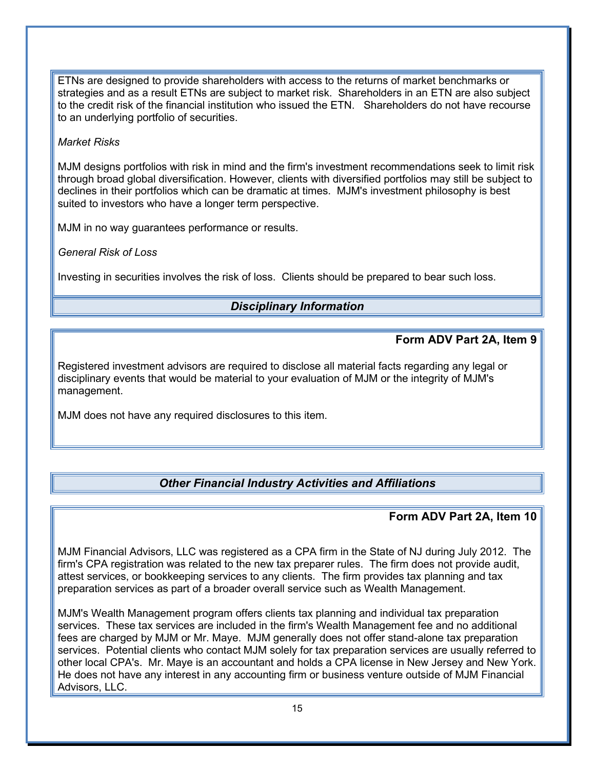ETNs are designed to provide shareholders with access to the returns of market benchmarks or strategies and as a result ETNs are subject to market risk. Shareholders in an ETN are also subject to the credit risk of the financial institution who issued the ETN. Shareholders do not have recourse to an underlying portfolio of securities.

*Market Risks*

MJM designs portfolios with risk in mind and the firm's investment recommendations seek to limit risk through broad global diversification. However, clients with diversified portfolios may still be subject to declines in their portfolios which can be dramatic at times. MJM's investment philosophy is best suited to investors who have a longer term perspective.

MJM in no way guarantees performance or results.

*General Risk of Loss*

Investing in securities involves the risk of loss. Clients should be prepared to bear such loss.

## *Disciplinary Information*

**Form ADV Part 2A, Item 9**

Registered investment advisors are required to disclose all material facts regarding any legal or disciplinary events that would be material to your evaluation of MJM or the integrity of MJM's management.

MJM does not have any required disclosures to this item.

## *Other Financial Industry Activities and Affiliations*

**Form ADV Part 2A, Item 10**

MJM Financial Advisors, LLC was registered as a CPA firm in the State of NJ during July 2012. The firm's CPA registration was related to the new tax preparer rules. The firm does not provide audit, attest services, or bookkeeping services to any clients. The firm provides tax planning and tax preparation services as part of a broader overall service such as Wealth Management.

MJM's Wealth Management program offers clients tax planning and individual tax preparation services. These tax services are included in the firm's Wealth Management fee and no additional fees are charged by MJM or Mr. Maye. MJM generally does not offer stand-alone tax preparation services. Potential clients who contact MJM solely for tax preparation services are usually referred to other local CPA's. Mr. Maye is an accountant and holds a CPA license in New Jersey and New York. He does not have any interest in any accounting firm or business venture outside of MJM Financial Advisors, LLC.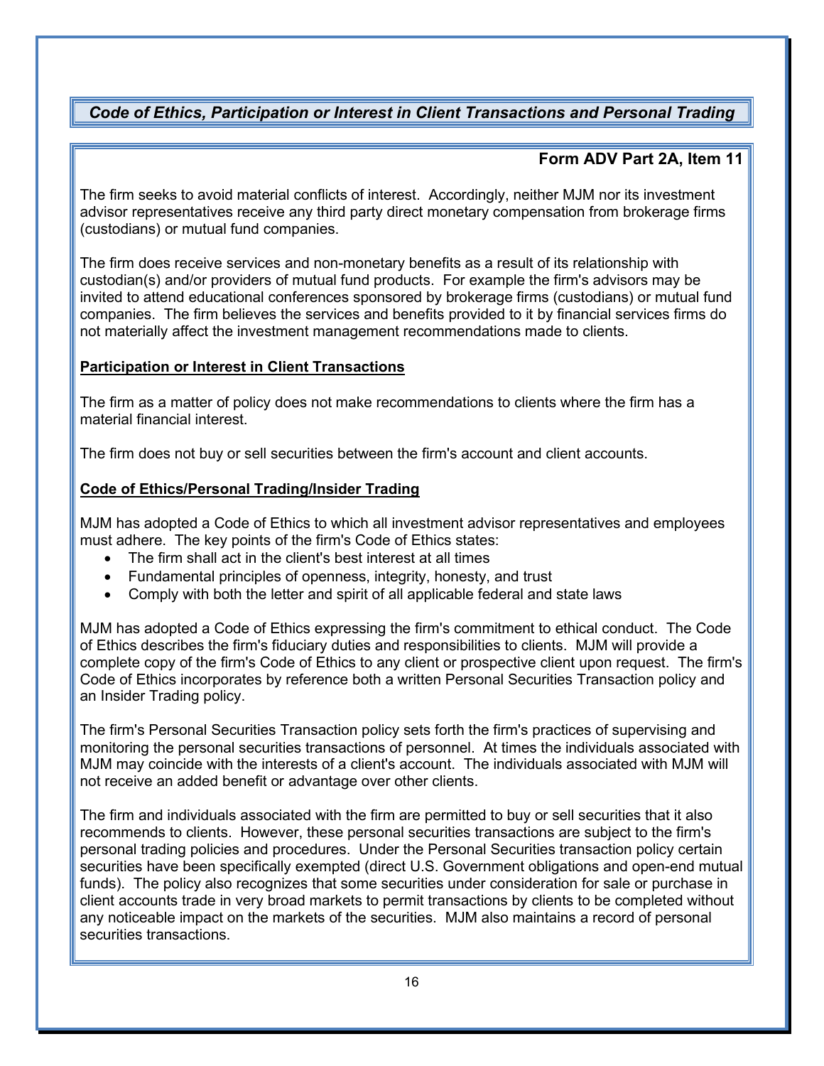## *Code of Ethics, Participation or Interest in Client Transactions and Personal Trading*

### Form ADV Part 2A, Item 11

The firm seeks to avoid material conflicts of interest. Accordingly, neither MJM nor its investment advisor representatives receive any third party direct monetary compensation from brokerage firms (custodians) or mutual fund companies.

The firm does receive services and non-monetary benefits as a result of its relationship with custodian(s) and/or providers of mutual fund products. For example the firm's advisors may be invited to attend educational conferences sponsored by brokerage firms (custodians) or mutual fund companies. The firm believes the services and benefits provided to it by financial services firms do not materially affect the investment management recommendations made to clients.

**Participation or Interest in Client Transactions**

The firm as a matter of policy does not make recommendations to clients where the firm has a material financial interest.

The firm does not buy or sell securities between the firm's account and client accounts.

**Code of Ethics/Personal Trading/Insider Trading**

MJM has adopted a Code of Ethics to which all investment advisor representatives and employees must adhere. The key points of the firm's Code of Ethics states:

- The firm shall act in the client's best interest at all times
- Fundamental principles of openness, integrity, honesty, and trust
- Comply with both the letter and spirit of all applicable federal and state laws

MJM has adopted a Code of Ethics expressing the firm's commitment to ethical conduct. The Code of Ethics describes the firm's fiduciary duties and responsibilities to clients. MJM will provide a complete copy of the firm's Code of Ethics to any client or prospective client upon request. The firm's Code of Ethics incorporates by reference both a written Personal Securities Transaction policy and an Insider Trading policy.

The firm's Personal Securities Transaction policy sets forth the firm's practices of supervising and monitoring the personal securities transactions of personnel. At times the individuals associated with MJM may coincide with the interests of a client's account. The individuals associated with MJM will not receive an added benefit or advantage over other clients.

The firm and individuals associated with the firm are permitted to buy or sell securities that it also recommends to clients. However, these personal securities transactions are subject to the firm's personal trading policies and procedures. Under the Personal Securities transaction policy certain securities have been specifically exempted (direct U.S. Government obligations and open-end mutual funds). The policy also recognizes that some securities under consideration for sale or purchase in client accounts trade in very broad markets to permit transactions by clients to be completed without any noticeable impact on the markets of the securities. MJM also maintains a record of personal securities transactions.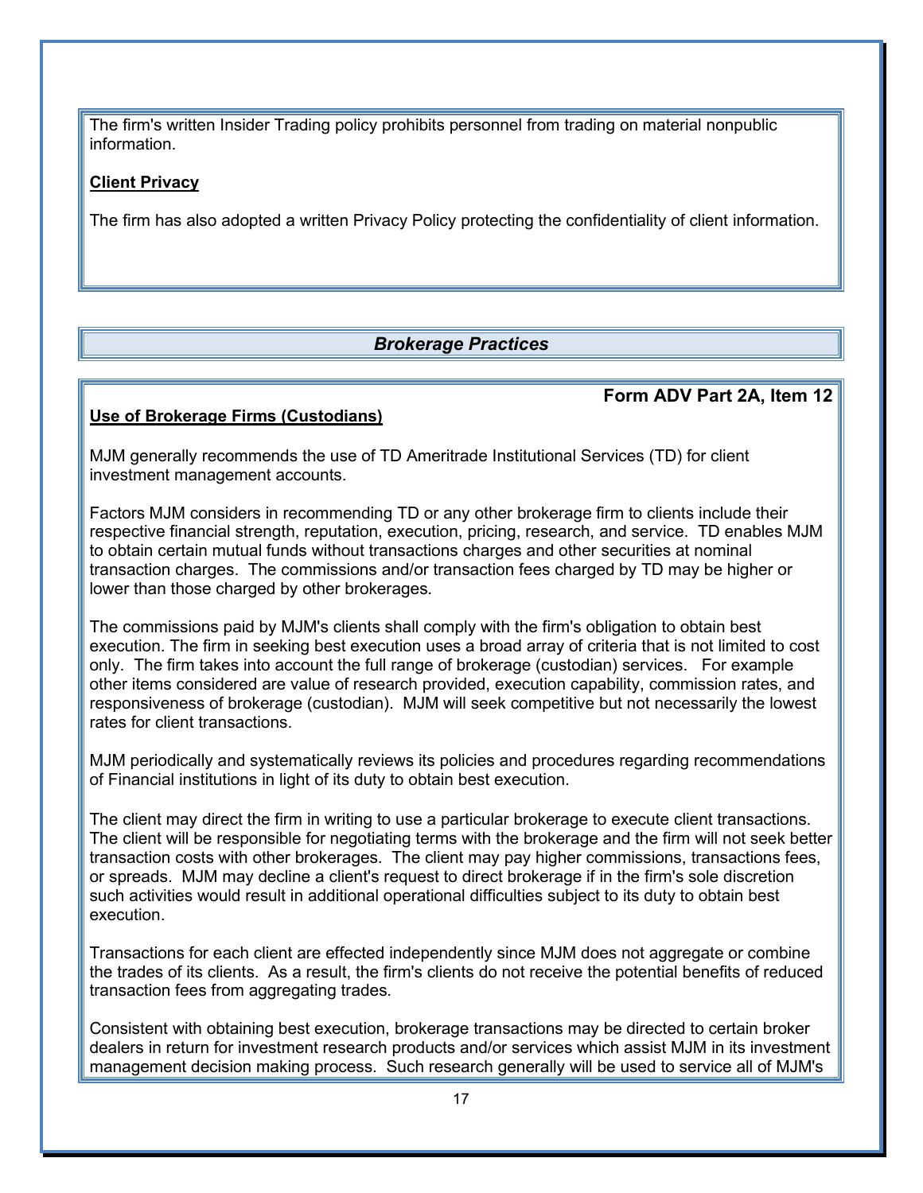The firm's written Insider Trading policy prohibits personnel from trading on material nonpublic information.

**Client Privacy**

The firm has also adopted a written Privacy Policy protecting the confidentiality of client information.

## *Brokerage Practices*

**Form ADV Part 2A, Item 12**

**Use of Brokerage Firms (Custodians)**

MJM generally recommends the use of TD Ameritrade Institutional Services (TD) for client investment management accounts.

Factors MJM considers in recommending TD or any other brokerage firm to clients include their respective financial strength, reputation, execution, pricing, research, and service. TD enables MJM to obtain certain mutual funds without transactions charges and other securities at nominal transaction charges. The commissions and/or transaction fees charged by TD may be higher or lower than those charged by other brokerages.

The commissions paid by MJM's clients shall comply with the firm's obligation to obtain best execution. The firm in seeking best execution uses a broad array of criteria that is not limited to cost only. The firm takes into account the full range of brokerage (custodian) services. For example other items considered are value of research provided, execution capability, commission rates, and responsiveness of brokerage (custodian). MJM will seek competitive but not necessarily the lowest rates for client transactions.

MJM periodically and systematically reviews its policies and procedures regarding recommendations of Financial institutions in light of its duty to obtain best execution.

The client may direct the firm in writing to use a particular brokerage to execute client transactions. The client will be responsible for negotiating terms with the brokerage and the firm will not seek better transaction costs with other brokerages. The client may pay higher commissions, transactions fees, or spreads. MJM may decline a client's request to direct brokerage if in the firm's sole discretion such activities would result in additional operational difficulties subject to its duty to obtain best execution.

Transactions for each client are effected independently since MJM does not aggregate or combine the trades of its clients. As a result, the firm's clients do not receive the potential benefits of reduced transaction fees from aggregating trades.

Consistent with obtaining best execution, brokerage transactions may be directed to certain broker dealers in return for investment research products and/or services which assist MJM in its investment management decision making process. Such research generally will be used to service all of MJM's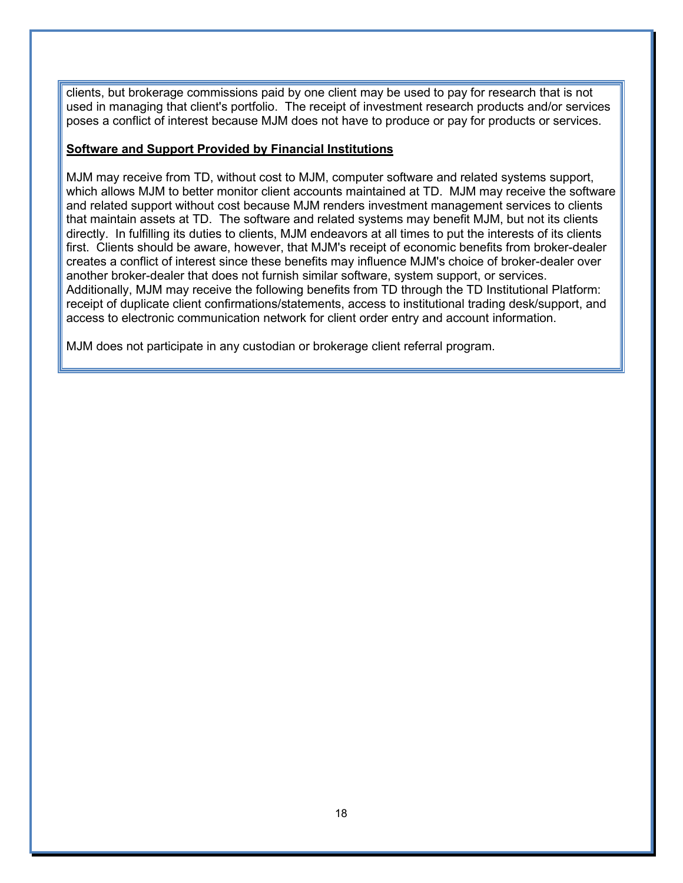clients, but brokerage commissions paid by one client may be used to pay for research that is not used in managing that client's portfolio. The receipt of investment research products and/or services poses a conflict of interest because MJM does not have to produce or pay for products or services.

**Software and Support Provided by Financial Institutions**

MJM may receive from TD, without cost to MJM, computer software and related systems support, which allows MJM to better monitor client accounts maintained at TD. MJM may receive the software and related support without cost because MJM renders investment management services to clients that maintain assets at TD. The software and related systems may benefit MJM, but not its clients directly. In fulfilling its duties to clients, MJM endeavors at all times to put the interests of its clients first. Clients should be aware, however, that MJM's receipt of economic benefits from broker-dealer creates a conflict of interest since these benefits may influence MJM's choice of broker-dealer over another broker-dealer that does not furnish similar software, system support, or services. Additionally, MJM may receive the following benefits from TD through the TD Institutional Platform: receipt of duplicate client confirmations/statements, access to institutional trading desk/support, and access to electronic communication network for client order entry and account information.

MJM does not participate in any custodian or brokerage client referral program.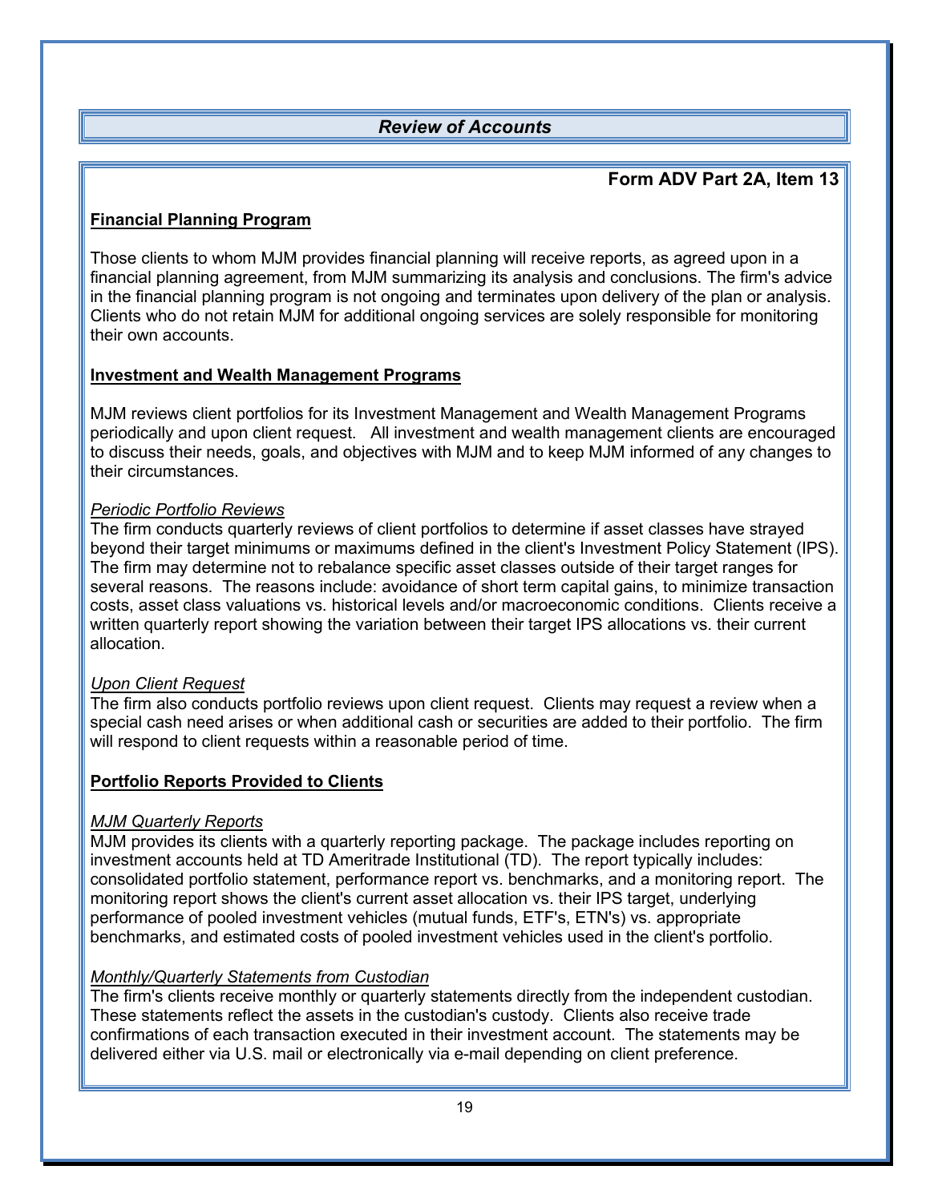## *Review of Accounts*

### Form ADV Part 2A, Item 13

**Financial Planning Program**

Those clients to whom MJM provides financial planning will receive reports, as agreed upon in a financial planning agreement, from MJM summarizing its analysis and conclusions. The firm's advice in the financial planning program is not ongoing and terminates upon delivery of the plan or analysis. Clients who do not retain MJM for additional ongoing services are solely responsible for monitoring their own accounts.

**Investment and Wealth Management Programs**

MJM reviews client portfolios for its Investment Management and Wealth Management Programs periodically and upon client request. All investment and wealth management clients are encouraged to discuss their needs, goals, and objectives with MJM and to keep MJM informed of any changes to their circumstances.

*Periodic Portfolio Reviews*

The firm conducts quarterly reviews of client portfolios to determine if asset classes have strayed beyond their target minimums or maximums defined in the client's Investment Policy Statement (IPS). The firm may determine not to rebalance specific asset classes outside of their target ranges for several reasons. The reasons include: avoidance of short term capital gains, to minimize transaction costs, asset class valuations vs. historical levels and/or macroeconomic conditions. Clients receive a written quarterly report showing the variation between their target IPS allocations vs. their current allocation.

*Upon Client Request*

The firm also conducts portfolio reviews upon client request. Clients may request a review when a special cash need arises or when additional cash or securities are added to their portfolio. The firm will respond to client requests within a reasonable period of time.

**Portfolio Reports Provided to Clients**

*MJM Quarterly Reports*

MJM provides its clients with a quarterly reporting package. The package includes reporting on investment accounts held at TD Ameritrade Institutional (TD). The report typically includes: consolidated portfolio statement, performance report vs. benchmarks, and a monitoring report. The monitoring report shows the client's current asset allocation vs. their IPS target, underlying performance of pooled investment vehicles (mutual funds, ETF's, ETN's) vs. appropriate benchmarks, and estimated costs of pooled investment vehicles used in the client's portfolio.

*Monthly/Quarterly Statements from Custodian*

The firm's clients receive monthly or quarterly statements directly from the independent custodian. These statements reflect the assets in the custodian's custody. Clients also receive trade confirmations of each transaction executed in their investment account. The statements may be delivered either via U.S. mail or electronically via e-mail depending on client preference.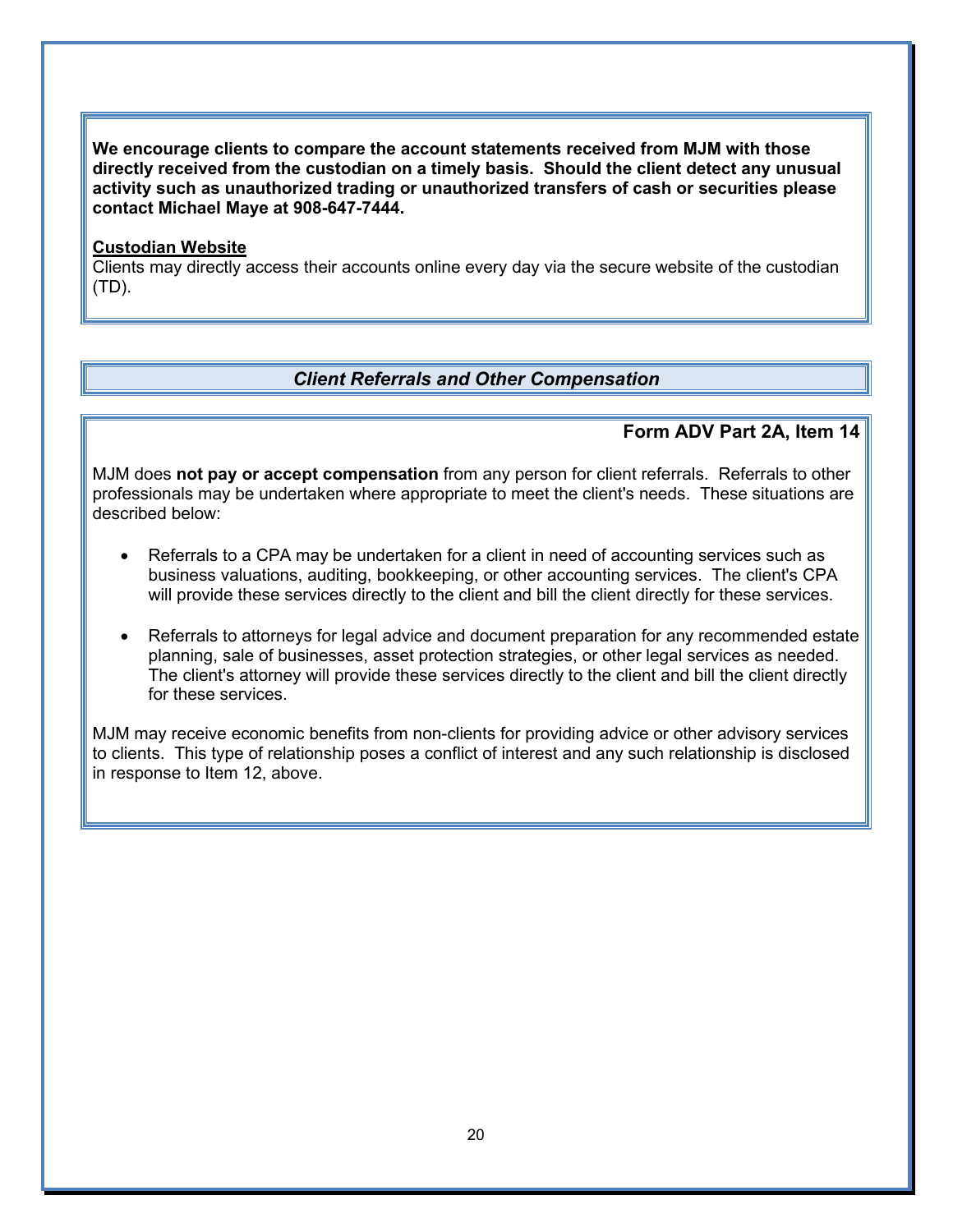**We encourage clients to compare the account statements received from MJM with those directly received from the custodian on a timely basis. Should the client detect any unusual activity such as unauthorized trading or unauthorized transfers of cash or securities please contact Michael Maye at 908-647-7444.**

**Custodian Website**

Clients may directly access their accounts online every day via the secure website of the custodian (TD).

## *Client Referrals and Other Compensation*

**Form ADV Part 2A, Item 14**

MJM does **not pay or accept compensation** from any person for client referrals. Referrals to other professionals may be undertaken where appropriate to meet the client's needs. These situations are described below:

- Referrals to a CPA may be undertaken for a client in need of accounting services such as business valuations, auditing, bookkeeping, or other accounting services. The client's CPA will provide these services directly to the client and bill the client directly for these services.

- Referrals to attorneys for legal advice and document preparation for any recommended estate planning, sale of businesses, asset protection strategies, or other legal services as needed. The client's attorney will provide these services directly to the client and bill the client directly for these services.

MJM may receive economic benefits from non-clients for providing advice or other advisory services to clients. This type of relationship poses a conflict of interest and any such relationship is disclosed in response to Item 12, above.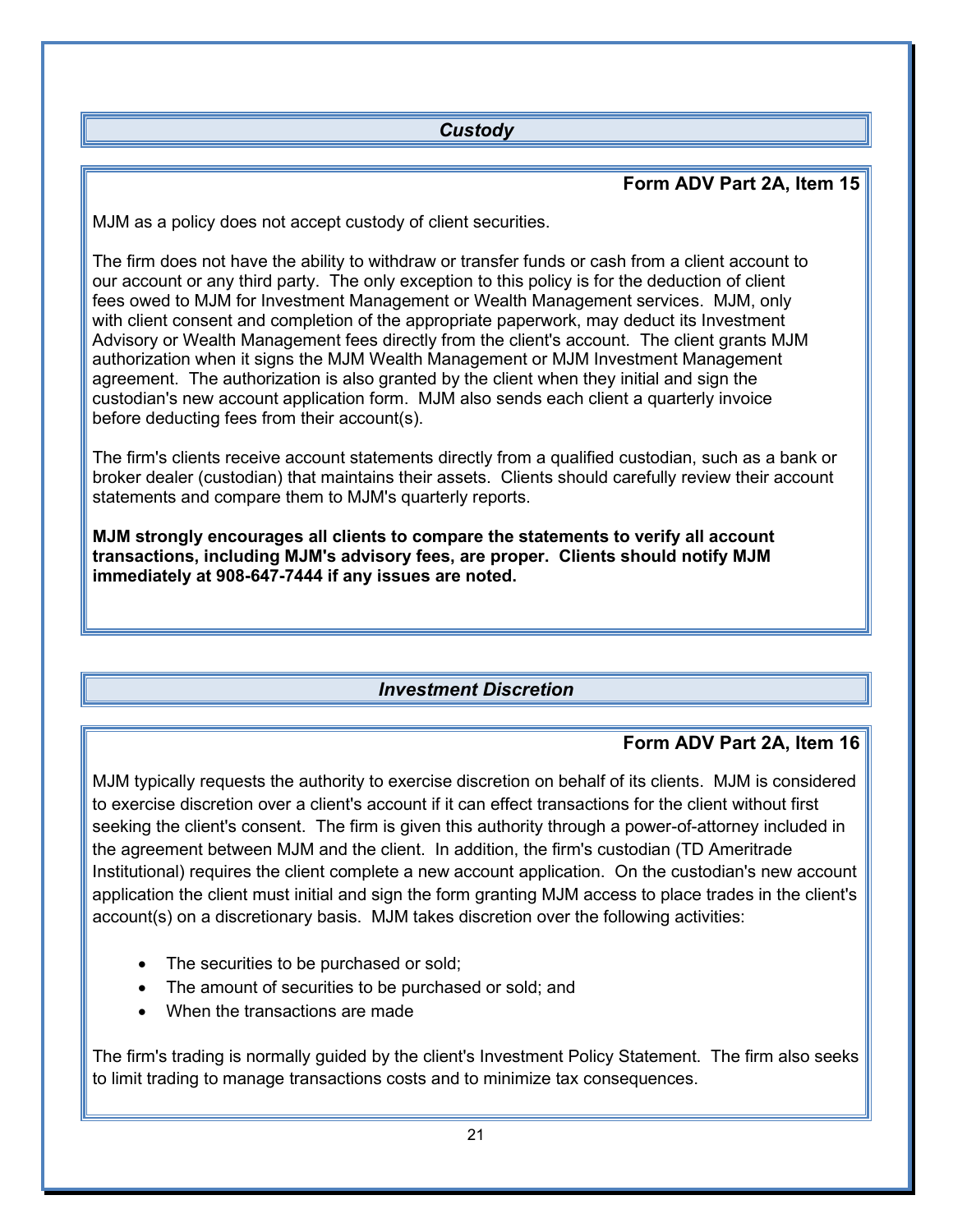## *Custody*

**Form ADV Part 2A, Item 15**

MJM as a policy does not accept custody of client securities.

The firm does not have the ability to withdraw or transfer funds or cash from a client account to our account or any third party. The only exception to this policy is for the deduction of client fees owed to MJM for Investment Management or Wealth Management services. MJM, only with client consent and completion of the appropriate paperwork, may deduct its Investment Advisory or Wealth Management fees directly from the client's account. The client grants MJM authorization when it signs the MJM Wealth Management or MJM Investment Management agreement. The authorization is also granted by the client when they initial and sign the custodian's new account application form. MJM also sends each client a quarterly invoice before deducting fees from their account(s).

The firm's clients receive account statements directly from a qualified custodian, such as a bank or broker dealer (custodian) that maintains their assets. Clients should carefully review their account statements and compare them to MJM's quarterly reports.

**MJM strongly encourages all clients to compare the statements to verify all account transactions, including MJM's advisory fees, are proper. Clients should notify MJM immediately at 908-647-7444 if any issues are noted.**

## *Investment Discretion*

**Form ADV Part 2A, Item 16**

MJM typically requests the authority to exercise discretion on behalf of its clients. MJM is considered to exercise discretion over a client's account if it can effect transactions for the client without first seeking the client's consent. The firm is given this authority through a power-of-attorney included in the agreement between MJM and the client. In addition, the firm's custodian (TD Ameritrade Institutional) requires the client complete a new account application. On the custodian's new account application the client must initial and sign the form granting MJM access to place trades in the client's account(s) on a discretionary basis. MJM takes discretion over the following activities:

- The securities to be purchased or sold;
- The amount of securities to be purchased or sold; and
- When the transactions are made

The firm's trading is normally guided by the client's Investment Policy Statement. The firm also seeks to limit trading to manage transactions costs and to minimize tax consequences.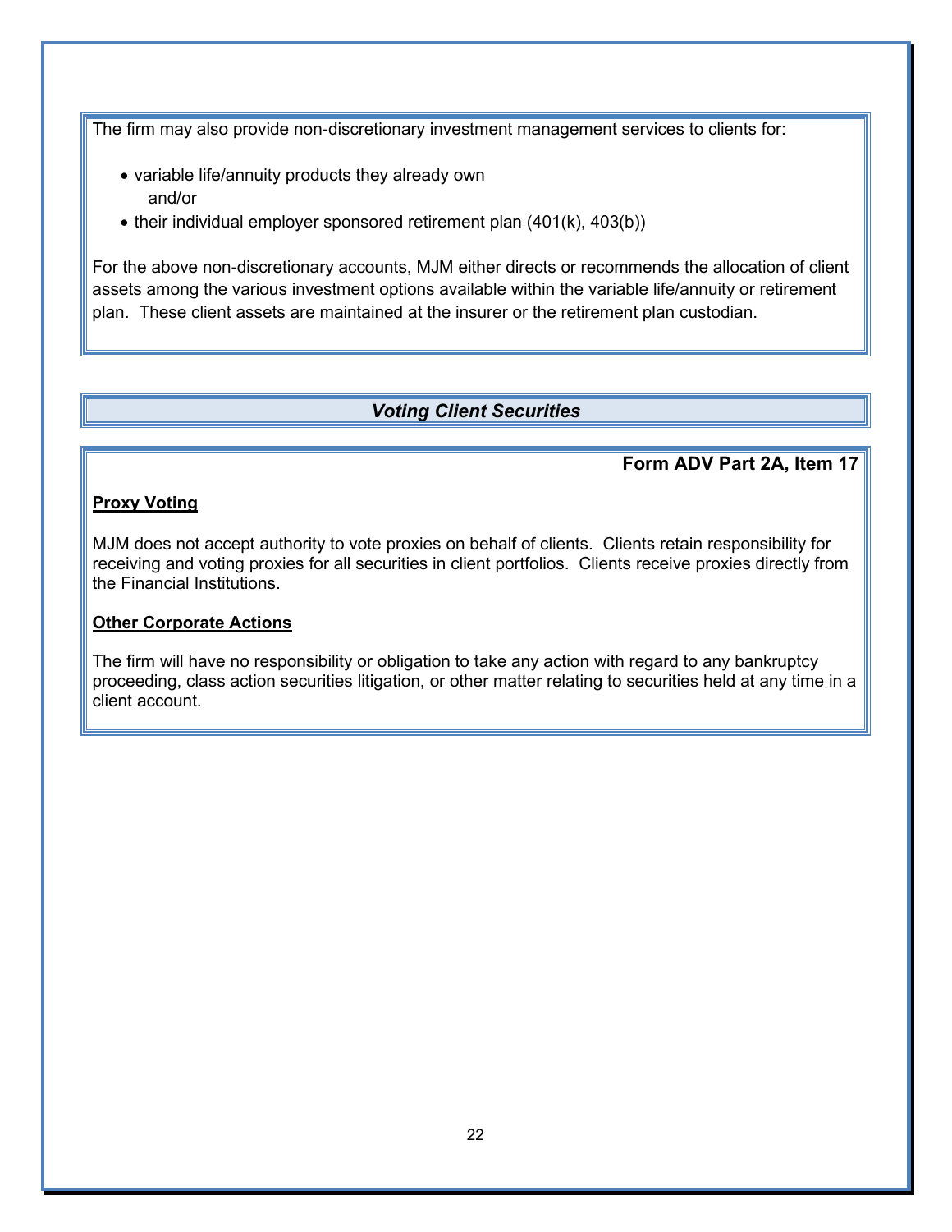The firm may also provide non-discretionary investment management services to clients for:

- variable life/annuity products they already own
  and/or
- their individual employer sponsored retirement plan (401(k), 403(b))

For the above non-discretionary accounts, MJM either directs or recommends the allocation of client assets among the various investment options available within the variable life/annuity or retirement plan. These client assets are maintained at the insurer or the retirement plan custodian.

## *Voting Client Securities*

**Form ADV Part 2A, Item 17**

**Proxy Voting**

MJM does not accept authority to vote proxies on behalf of clients. Clients retain responsibility for receiving and voting proxies for all securities in client portfolios. Clients receive proxies directly from the Financial Institutions.

**Other Corporate Actions**

The firm will have no responsibility or obligation to take any action with regard to any bankruptcy proceeding, class action securities litigation, or other matter relating to securities held at any time in a client account.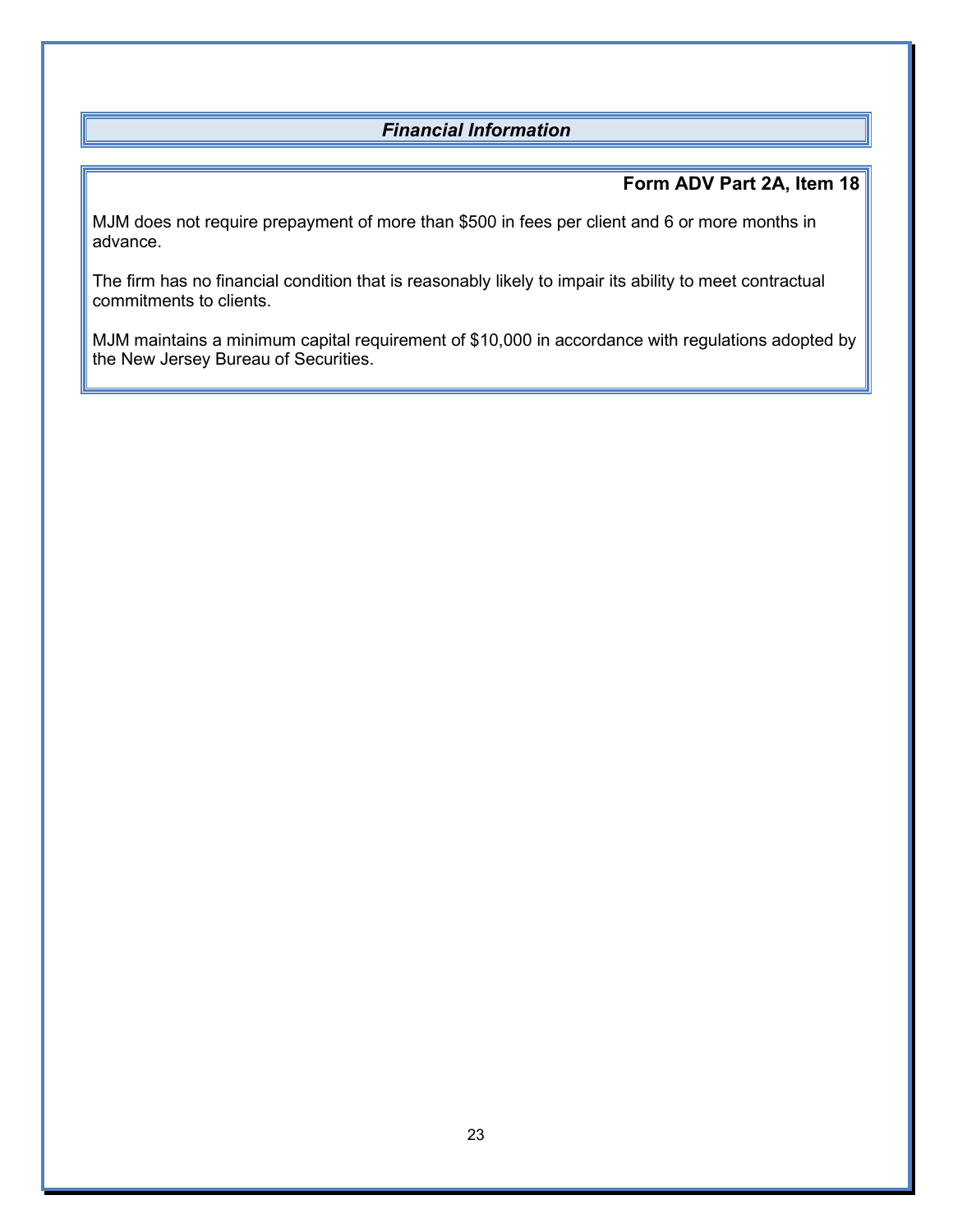## *Financial Information*

**Form ADV Part 2A, Item 18**

MJM does not require prepayment of more than $500 in fees per client and 6 or more months in advance.

The firm has no financial condition that is reasonably likely to impair its ability to meet contractual commitments to clients.

MJM maintains a minimum capital requirement of $10,000 in accordance with regulations adopted by the New Jersey Bureau of Securities.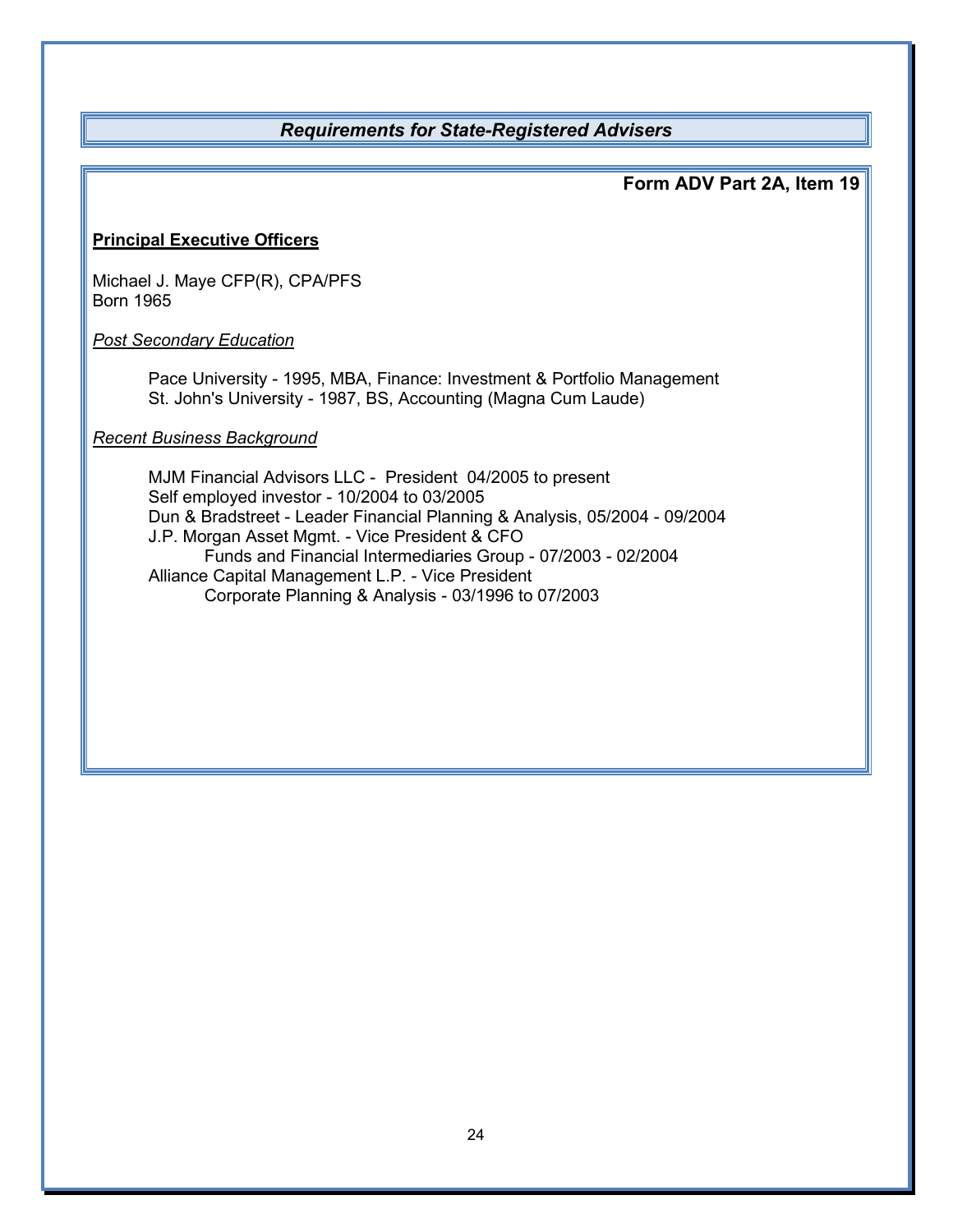## *Requirements for State-Registered Advisers*

**Form ADV Part 2A, Item 19**

**Principal Executive Officers**

Michael J. Maye CFP(R), CPA/PFS
Born 1965

*Post Secondary Education*

Pace University - 1995, MBA, Finance: Investment & Portfolio Management
St. John's University - 1987, BS, Accounting (Magna Cum Laude)

*Recent Business Background*

MJM Financial Advisors LLC - President 04/2005 to present
Self employed investor - 10/2004 to 03/2005
Dun & Bradstreet - Leader Financial Planning & Analysis, 05/2004 - 09/2004
J.P. Morgan Asset Mgmt. - Vice President & CFO
Funds and Financial Intermediaries Group - 07/2003 - 02/2004
Alliance Capital Management L.P. - Vice President
Corporate Planning & Analysis - 03/1996 to 07/2003